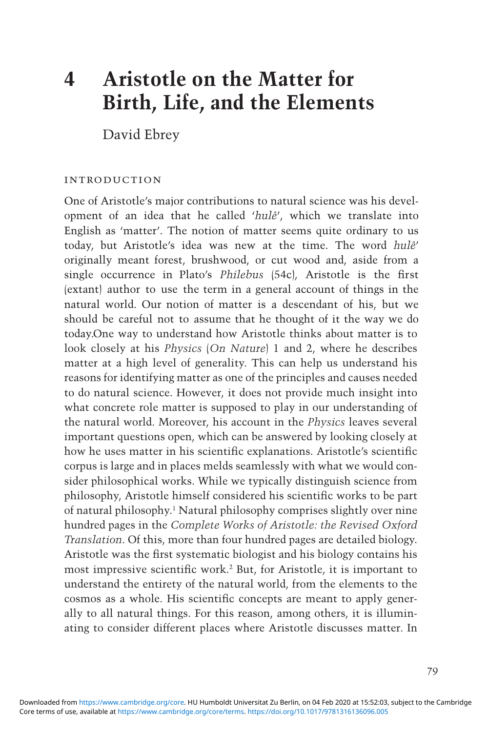# 4 Aristotle on the Matter for Birth, Life, and the Elements

David Ebrey

## INTRODUCTION

One of Aristotle's major contributions to natural science was his development of an idea that he called '*hulê*', which we translate into English as 'matter'. The notion of matter seems quite ordinary to us today, but Aristotle's idea was new at the time. The word *hulê*' originally meant forest, brushwood, or cut wood and, aside from a single occurrence in Plato's *Philebus* (54c), Aristotle is the first (extant) author to use the term in a general account of things in the natural world. Our notion of matter is a descendant of his, but we should be careful not to assume that he thought of it the way we do today.One way to understand how Aristotle thinks about matter is to look closely at his *Physics* (*On Nature*) 1 and 2, where he describes matter at a high level of generality. This can help us understand his reasons for identifying matter as one of the principles and causes needed to do natural science. However, it does not provide much insight into what concrete role matter is supposed to play in our understanding of the natural world. Moreover, his account in the *Physics* leaves several important questions open, which can be answered by looking closely at how he uses matter in his scientific explanations. Aristotle's scientific corpus is large and in places melds seamlessly with what we would consider philosophical works. While we typically distinguish science from philosophy, Aristotle himself considered his scientific works to be part of natural philosophy.[1] Natural philosophy comprises slightly over nine hundred pages in the *Complete Works of Aristotle: the Revised Oxford Translation*. Of this, more than four hundred pages are detailed biology. Aristotle was the first systematic biologist and his biology contains his most impressive scientific work.[2] But, for Aristotle, it is important to understand the entirety of the natural world, from the elements to the cosmos as a whole. His scientific concepts are meant to apply generally to all natural things. For this reason, among others, it is illuminating to consider different places where Aristotle discusses matter. In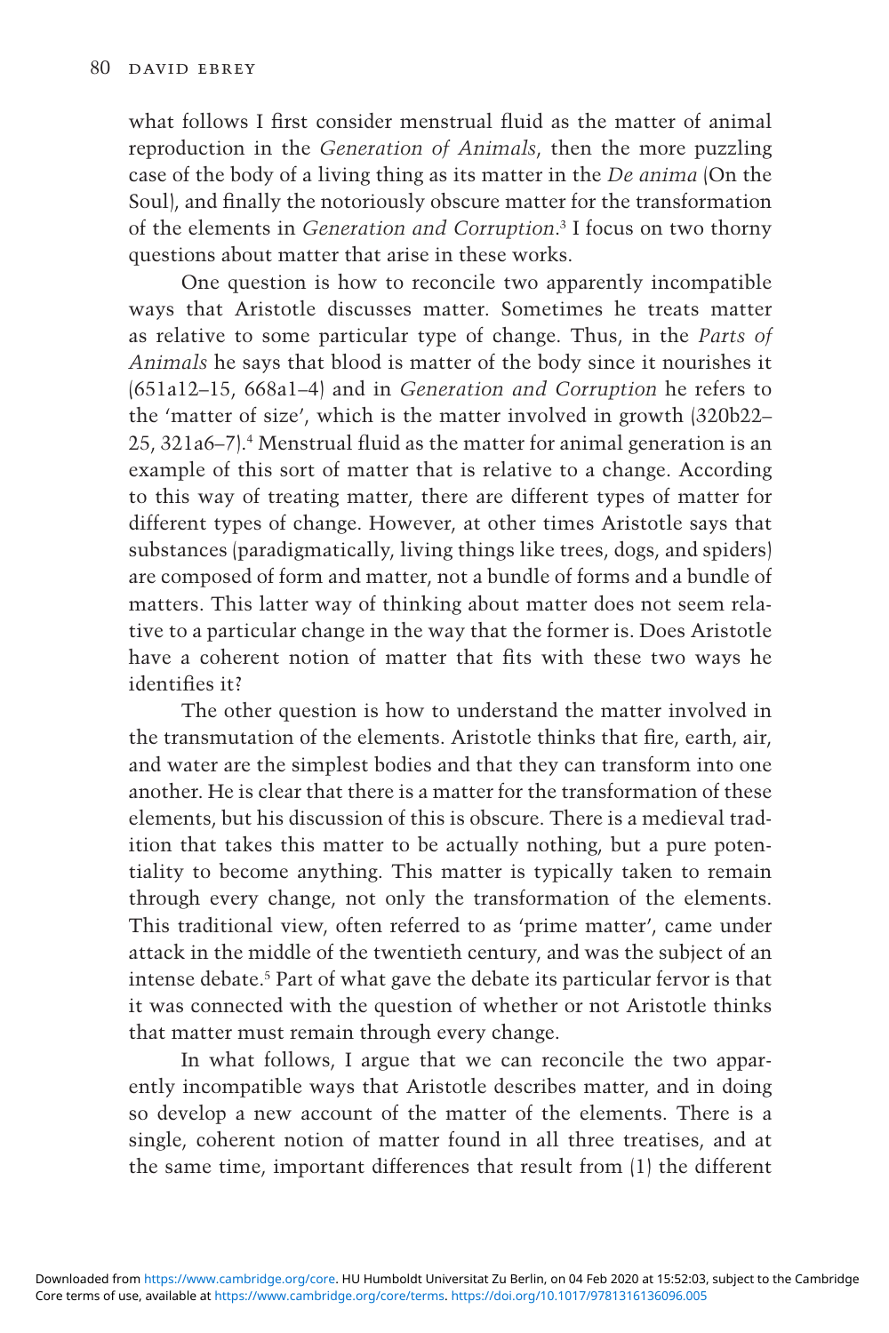what follows I first consider menstrual fluid as the matter of animal reproduction in the *Generation of Animals*, then the more puzzling case of the body of a living thing as its matter in the *De anima* (On the Soul), and finally the notoriously obscure matter for the transformation of the elements in *Generation and Corruption*.[3] I focus on two thorny questions about matter that arise in these works.

One question is how to reconcile two apparently incompatible ways that Aristotle discusses matter. Sometimes he treats matter as relative to some particular type of change. Thus, in the *Parts of Animals* he says that blood is matter of the body since it nourishes it (651a12–15, 668a1–4) and in *Generation and Corruption* he refers to the 'matter of size', which is the matter involved in growth (320b22–25, 321a6–7).[4] Menstrual fluid as the matter for animal generation is an example of this sort of matter that is relative to a change. According to this way of treating matter, there are different types of matter for different types of change. However, at other times Aristotle says that substances (paradigmatically, living things like trees, dogs, and spiders) are composed of form and matter, not a bundle of forms and a bundle of matters. This latter way of thinking about matter does not seem relative to a particular change in the way that the former is. Does Aristotle have a coherent notion of matter that fits with these two ways he identifies it?

The other question is how to understand the matter involved in the transmutation of the elements. Aristotle thinks that fire, earth, air, and water are the simplest bodies and that they can transform into one another. He is clear that there is a matter for the transformation of these elements, but his discussion of this is obscure. There is a medieval tradition that takes this matter to be actually nothing, but a pure potentiality to become anything. This matter is typically taken to remain through every change, not only the transformation of the elements. This traditional view, often referred to as 'prime matter', came under attack in the middle of the twentieth century, and was the subject of an intense debate.[5] Part of what gave the debate its particular fervor is that it was connected with the question of whether or not Aristotle thinks that matter must remain through every change.

In what follows, I argue that we can reconcile the two apparently incompatible ways that Aristotle describes matter, and in doing so develop a new account of the matter of the elements. There is a single, coherent notion of matter found in all three treatises, and at the same time, important differences that result from (1) the different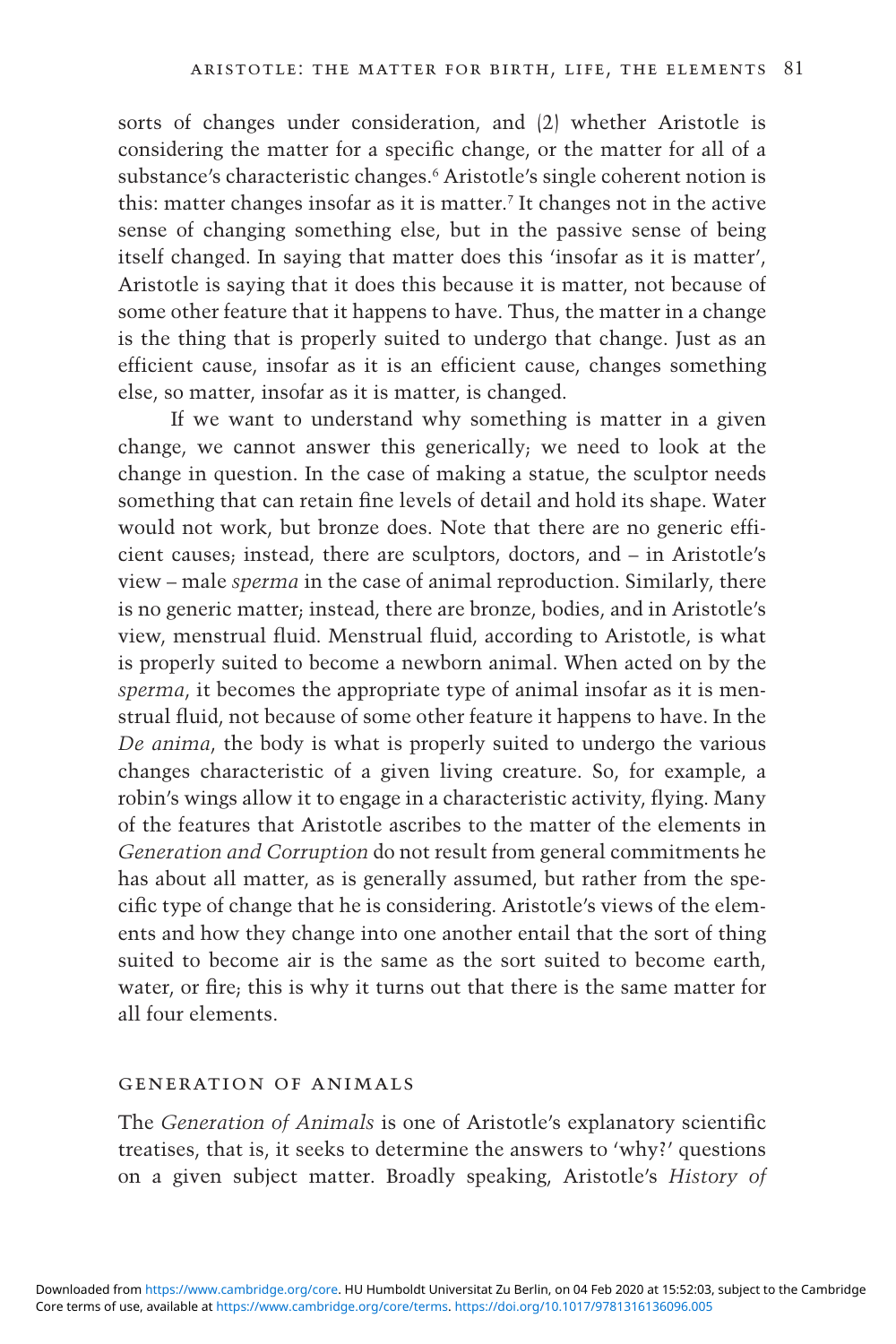sorts of changes under consideration, and (2) whether Aristotle is considering the matter for a specific change, or the matter for all of a substance's characteristic changes.[6] Aristotle's single coherent notion is this: matter changes insofar as it is matter.[7] It changes not in the active sense of changing something else, but in the passive sense of being itself changed. In saying that matter does this 'insofar as it is matter', Aristotle is saying that it does this because it is matter, not because of some other feature that it happens to have. Thus, the matter in a change is the thing that is properly suited to undergo that change. Just as an efficient cause, insofar as it is an efficient cause, changes something else, so matter, insofar as it is matter, is changed.

If we want to understand why something is matter in a given change, we cannot answer this generically; we need to look at the change in question. In the case of making a statue, the sculptor needs something that can retain fine levels of detail and hold its shape. Water would not work, but bronze does. Note that there are no generic efficient causes; instead, there are sculptors, doctors, and – in Aristotle's view – male *sperma* in the case of animal reproduction. Similarly, there is no generic matter; instead, there are bronze, bodies, and in Aristotle's view, menstrual fluid. Menstrual fluid, according to Aristotle, is what is properly suited to become a newborn animal. When acted on by the *sperma*, it becomes the appropriate type of animal insofar as it is menstrual fluid, not because of some other feature it happens to have. In the *De anima*, the body is what is properly suited to undergo the various changes characteristic of a given living creature. So, for example, a robin's wings allow it to engage in a characteristic activity, flying. Many of the features that Aristotle ascribes to the matter of the elements in *Generation and Corruption* do not result from general commitments he has about all matter, as is generally assumed, but rather from the specific type of change that he is considering. Aristotle's views of the elements and how they change into one another entail that the sort of thing suited to become air is the same as the sort suited to become earth, water, or fire; this is why it turns out that there is the same matter for all four elements.

## GENERATION OF ANIMALS

The *Generation of Animals* is one of Aristotle's explanatory scientific treatises, that is, it seeks to determine the answers to 'why?' questions on a given subject matter. Broadly speaking, Aristotle's *History of*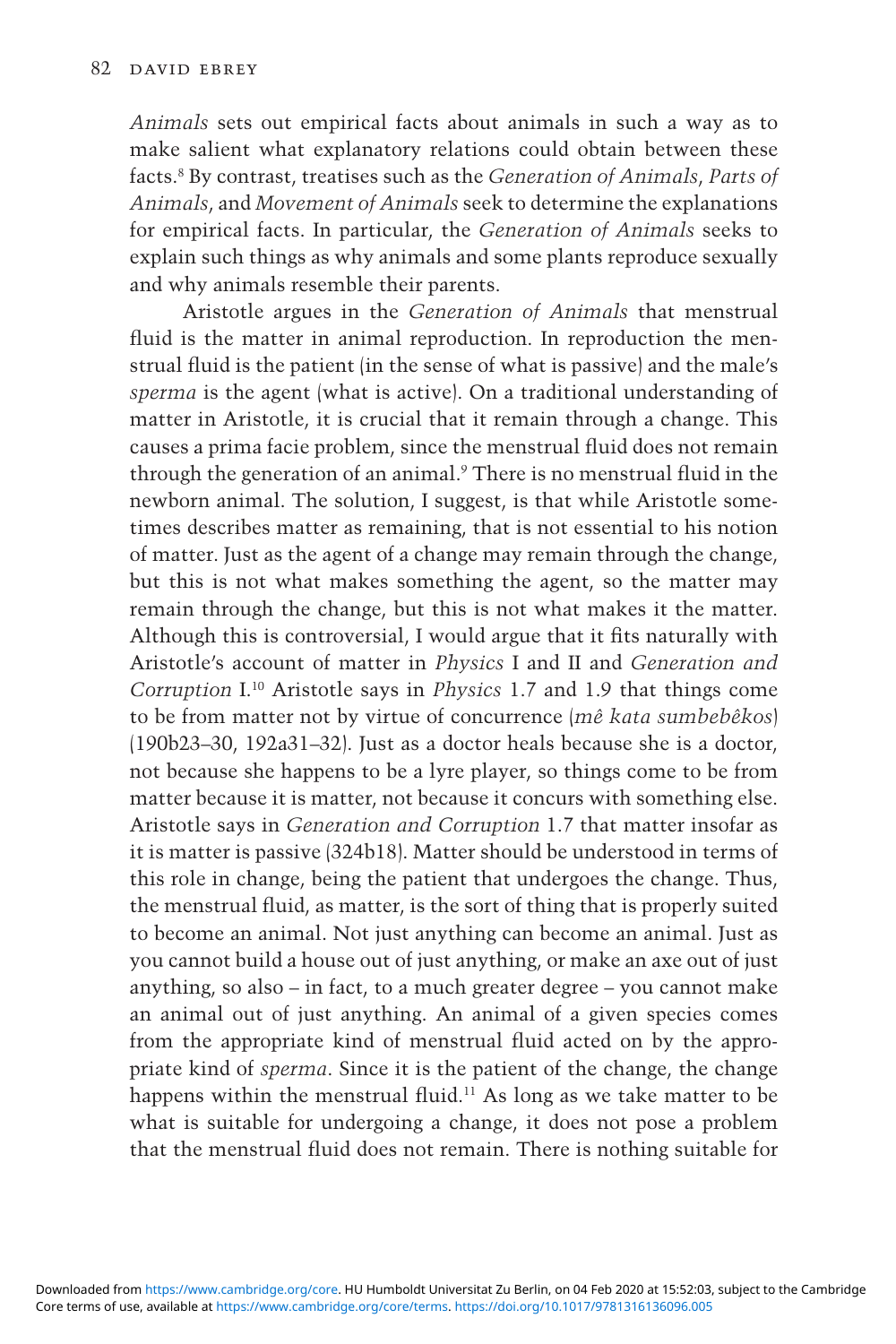*Animals* sets out empirical facts about animals in such a way as to make salient what explanatory relations could obtain between these facts.[8] By contrast, treatises such as the *Generation of Animals*, *Parts of Animals*, and *Movement of Animals* seek to determine the explanations for empirical facts. In particular, the *Generation of Animals* seeks to explain such things as why animals and some plants reproduce sexually and why animals resemble their parents.

Aristotle argues in the *Generation of Animals* that menstrual fluid is the matter in animal reproduction. In reproduction the menstrual fluid is the patient (in the sense of what is passive) and the male's *sperma* is the agent (what is active). On a traditional understanding of matter in Aristotle, it is crucial that it remain through a change. This causes a prima facie problem, since the menstrual fluid does not remain through the generation of an animal.[9] There is no menstrual fluid in the newborn animal. The solution, I suggest, is that while Aristotle sometimes describes matter as remaining, that is not essential to his notion of matter. Just as the agent of a change may remain through the change, but this is not what makes something the agent, so the matter may remain through the change, but this is not what makes it the matter. Although this is controversial, I would argue that it fits naturally with Aristotle's account of matter in *Physics* I and II and *Generation and Corruption* I.[10] Aristotle says in *Physics* 1.7 and 1.9 that things come to be from matter not by virtue of concurrence (*mê kata sumbebêkos*) (190b23–30, 192a31–32). Just as a doctor heals because she is a doctor, not because she happens to be a lyre player, so things come to be from matter because it is matter, not because it concurs with something else. Aristotle says in *Generation and Corruption* 1.7 that matter insofar as it is matter is passive (324b18). Matter should be understood in terms of this role in change, being the patient that undergoes the change. Thus, the menstrual fluid, as matter, is the sort of thing that is properly suited to become an animal. Not just anything can become an animal. Just as you cannot build a house out of just anything, or make an axe out of just anything, so also – in fact, to a much greater degree – you cannot make an animal out of just anything. An animal of a given species comes from the appropriate kind of menstrual fluid acted on by the appropriate kind of *sperma*. Since it is the patient of the change, the change happens within the menstrual fluid.[11] As long as we take matter to be what is suitable for undergoing a change, it does not pose a problem that the menstrual fluid does not remain. There is nothing suitable for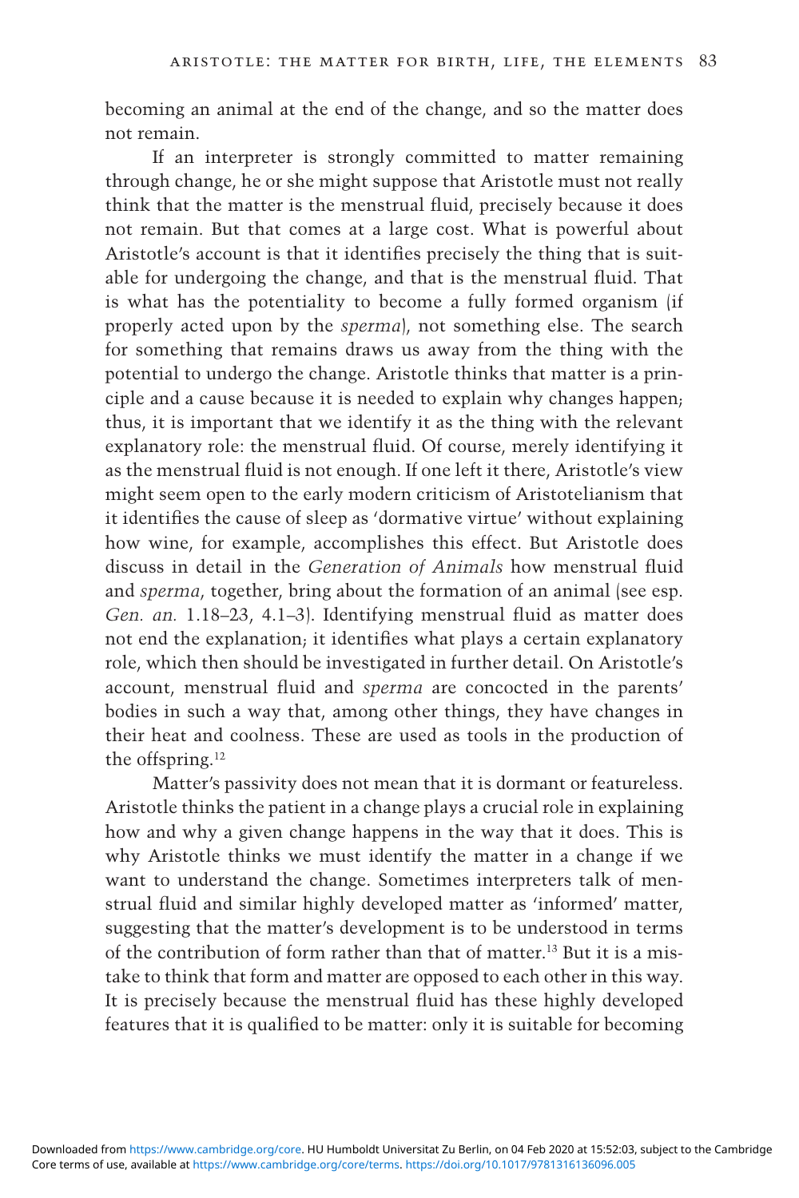becoming an animal at the end of the change, and so the matter does not remain.

If an interpreter is strongly committed to matter remaining through change, he or she might suppose that Aristotle must not really think that the matter is the menstrual fluid, precisely because it does not remain. But that comes at a large cost. What is powerful about Aristotle's account is that it identifies precisely the thing that is suitable for undergoing the change, and that is the menstrual fluid. That is what has the potentiality to become a fully formed organism (if properly acted upon by the *sperma*), not something else. The search for something that remains draws us away from the thing with the potential to undergo the change. Aristotle thinks that matter is a principle and a cause because it is needed to explain why changes happen; thus, it is important that we identify it as the thing with the relevant explanatory role: the menstrual fluid. Of course, merely identifying it as the menstrual fluid is not enough. If one left it there, Aristotle's view might seem open to the early modern criticism of Aristotelianism that it identifies the cause of sleep as 'dormative virtue' without explaining how wine, for example, accomplishes this effect. But Aristotle does discuss in detail in the *Generation of Animals* how menstrual fluid and *sperma*, together, bring about the formation of an animal (see esp. *Gen. an.* 1.18–23, 4.1–3). Identifying menstrual fluid as matter does not end the explanation; it identifies what plays a certain explanatory role, which then should be investigated in further detail. On Aristotle's account, menstrual fluid and *sperma* are concocted in the parents' bodies in such a way that, among other things, they have changes in their heat and coolness. These are used as tools in the production of the offspring.[12]

Matter's passivity does not mean that it is dormant or featureless. Aristotle thinks the patient in a change plays a crucial role in explaining how and why a given change happens in the way that it does. This is why Aristotle thinks we must identify the matter in a change if we want to understand the change. Sometimes interpreters talk of menstrual fluid and similar highly developed matter as 'informed' matter, suggesting that the matter's development is to be understood in terms of the contribution of form rather than that of matter.[13] But it is a mistake to think that form and matter are opposed to each other in this way. It is precisely because the menstrual fluid has these highly developed features that it is qualified to be matter: only it is suitable for becoming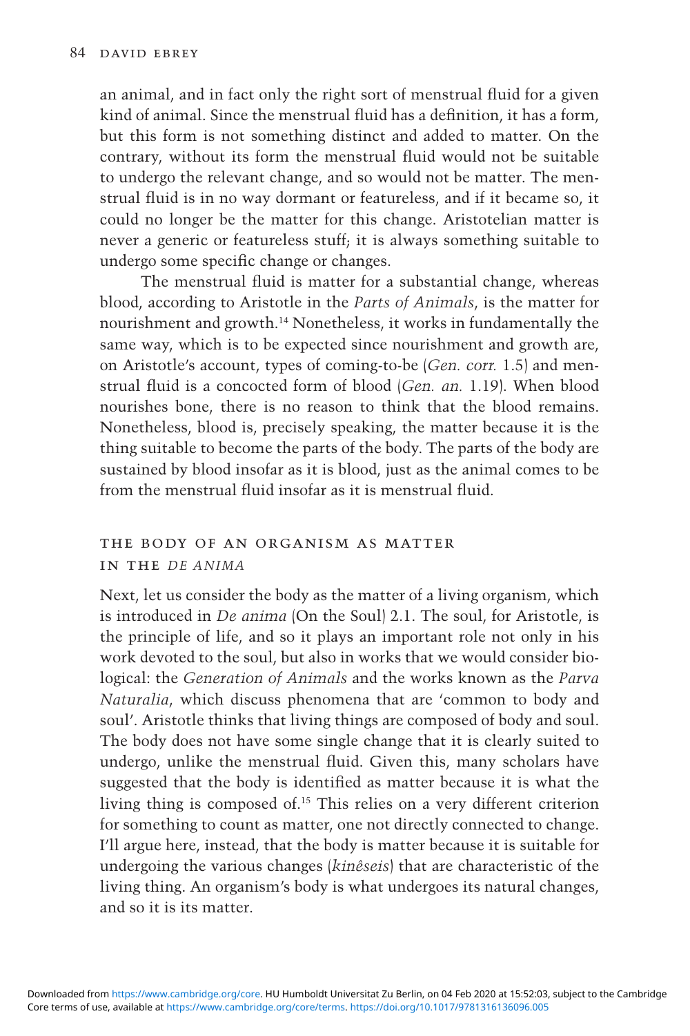an animal, and in fact only the right sort of menstrual fluid for a given kind of animal. Since the menstrual fluid has a definition, it has a form, but this form is not something distinct and added to matter. On the contrary, without its form the menstrual fluid would not be suitable to undergo the relevant change, and so would not be matter. The menstrual fluid is in no way dormant or featureless, and if it became so, it could no longer be the matter for this change. Aristotelian matter is never a generic or featureless stuff; it is always something suitable to undergo some specific change or changes.

The menstrual fluid is matter for a substantial change, whereas blood, according to Aristotle in the *Parts of Animals*, is the matter for nourishment and growth.[14] Nonetheless, it works in fundamentally the same way, which is to be expected since nourishment and growth are, on Aristotle's account, types of coming-to-be (*Gen. corr.* 1.5) and menstrual fluid is a concocted form of blood (*Gen. an.* 1.19). When blood nourishes bone, there is no reason to think that the blood remains. Nonetheless, blood is, precisely speaking, the matter because it is the thing suitable to become the parts of the body. The parts of the body are sustained by blood insofar as it is blood, just as the animal comes to be from the menstrual fluid insofar as it is menstrual fluid.

## THE BODY OF AN ORGANISM AS MATTER IN THE *DE ANIMA*

Next, let us consider the body as the matter of a living organism, which is introduced in *De anima* (On the Soul) 2.1. The soul, for Aristotle, is the principle of life, and so it plays an important role not only in his work devoted to the soul, but also in works that we would consider biological: the *Generation of Animals* and the works known as the *Parva Naturalia*, which discuss phenomena that are 'common to body and soul'. Aristotle thinks that living things are composed of body and soul. The body does not have some single change that it is clearly suited to undergo, unlike the menstrual fluid. Given this, many scholars have suggested that the body is identified as matter because it is what the living thing is composed of.[15] This relies on a very different criterion for something to count as matter, one not directly connected to change. I'll argue here, instead, that the body is matter because it is suitable for undergoing the various changes (*kinêseis*) that are characteristic of the living thing. An organism's body is what undergoes its natural changes, and so it is its matter.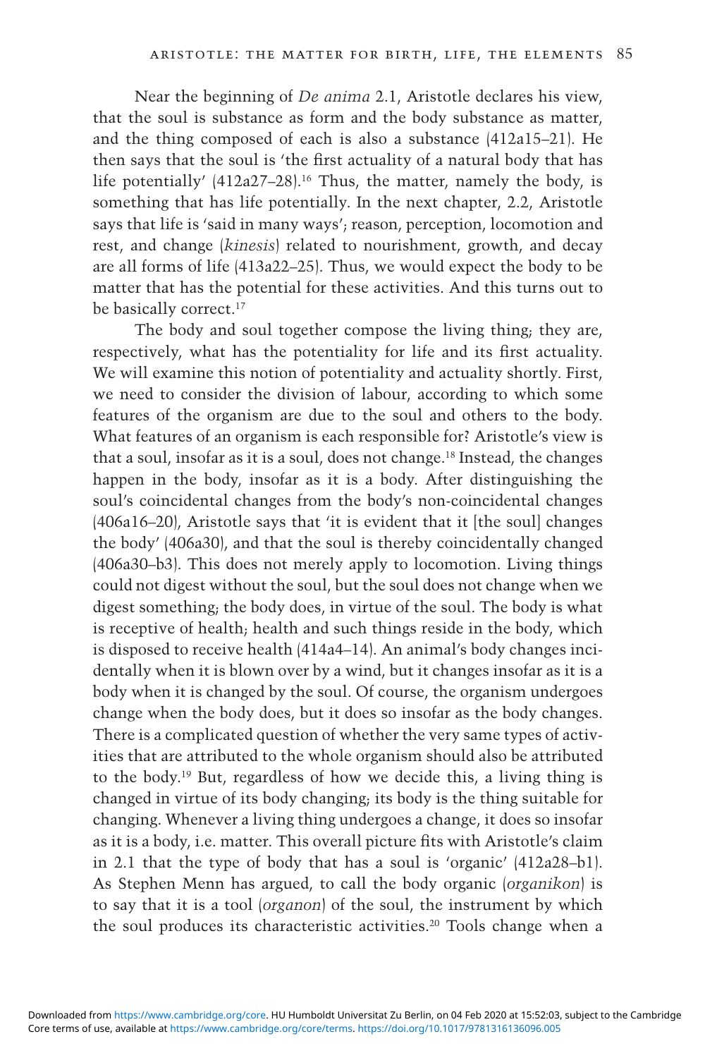Near the beginning of *De anima* 2.1, Aristotle declares his view, that the soul is substance as form and the body substance as matter, and the thing composed of each is also a substance (412a15–21). He then says that the soul is 'the first actuality of a natural body that has life potentially' (412a27–28).[16] Thus, the matter, namely the body, is something that has life potentially. In the next chapter, 2.2, Aristotle says that life is 'said in many ways'; reason, perception, locomotion and rest, and change (*kinesis*) related to nourishment, growth, and decay are all forms of life (413a22–25). Thus, we would expect the body to be matter that has the potential for these activities. And this turns out to be basically correct.[17]

The body and soul together compose the living thing; they are, respectively, what has the potentiality for life and its first actuality. We will examine this notion of potentiality and actuality shortly. First, we need to consider the division of labour, according to which some features of the organism are due to the soul and others to the body. What features of an organism is each responsible for? Aristotle's view is that a soul, insofar as it is a soul, does not change.[18] Instead, the changes happen in the body, insofar as it is a body. After distinguishing the soul's coincidental changes from the body's non-coincidental changes (406a16–20), Aristotle says that 'it is evident that it [the soul] changes the body' (406a30), and that the soul is thereby coincidentally changed (406a30–b3). This does not merely apply to locomotion. Living things could not digest without the soul, but the soul does not change when we digest something; the body does, in virtue of the soul. The body is what is receptive of health; health and such things reside in the body, which is disposed to receive health (414a4–14). An animal's body changes incidentally when it is blown over by a wind, but it changes insofar as it is a body when it is changed by the soul. Of course, the organism undergoes change when the body does, but it does so insofar as the body changes. There is a complicated question of whether the very same types of activities that are attributed to the whole organism should also be attributed to the body.[19] But, regardless of how we decide this, a living thing is changed in virtue of its body changing; its body is the thing suitable for changing. Whenever a living thing undergoes a change, it does so insofar as it is a body, i.e. matter. This overall picture fits with Aristotle's claim in 2.1 that the type of body that has a soul is 'organic' (412a28–b1). As Stephen Menn has argued, to call the body organic (*organikon*) is to say that it is a tool (*organon*) of the soul, the instrument by which the soul produces its characteristic activities.[20] Tools change when a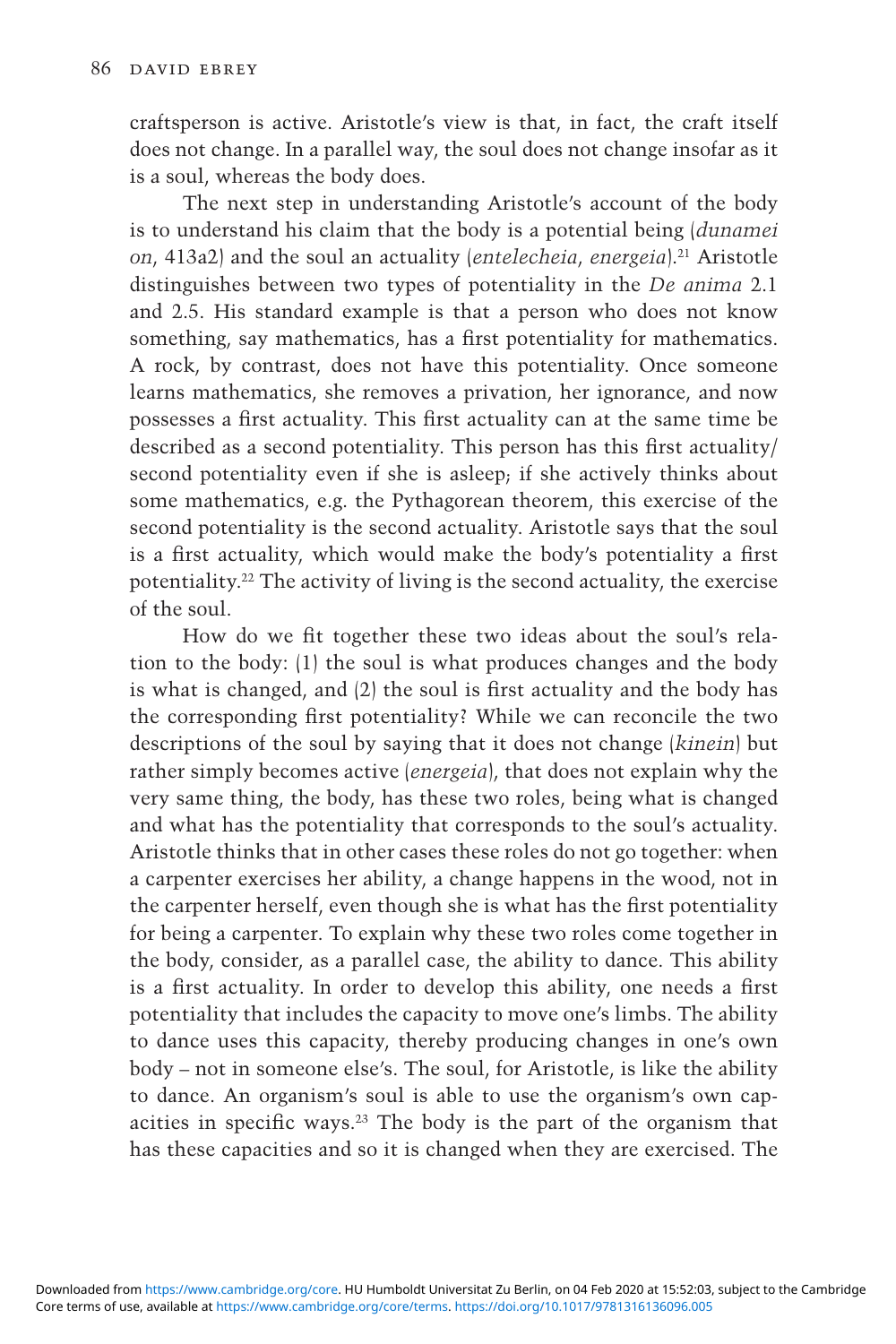craftsperson is active. Aristotle's view is that, in fact, the craft itself does not change. In a parallel way, the soul does not change insofar as it is a soul, whereas the body does.

The next step in understanding Aristotle's account of the body is to understand his claim that the body is a potential being (*dunamei on*, 413a2) and the soul an actuality (*entelecheia*, *energeia*).[21] Aristotle distinguishes between two types of potentiality in the *De anima* 2.1 and 2.5. His standard example is that a person who does not know something, say mathematics, has a first potentiality for mathematics. A rock, by contrast, does not have this potentiality. Once someone learns mathematics, she removes a privation, her ignorance, and now possesses a first actuality. This first actuality can at the same time be described as a second potentiality. This person has this first actuality/second potentiality even if she is asleep; if she actively thinks about some mathematics, e.g. the Pythagorean theorem, this exercise of the second potentiality is the second actuality. Aristotle says that the soul is a first actuality, which would make the body's potentiality a first potentiality.[22] The activity of living is the second actuality, the exercise of the soul.

How do we fit together these two ideas about the soul's relation to the body: (1) the soul is what produces changes and the body is what is changed, and (2) the soul is first actuality and the body has the corresponding first potentiality? While we can reconcile the two descriptions of the soul by saying that it does not change (*kinein*) but rather simply becomes active (*energeia*), that does not explain why the very same thing, the body, has these two roles, being what is changed and what has the potentiality that corresponds to the soul's actuality. Aristotle thinks that in other cases these roles do not go together: when a carpenter exercises her ability, a change happens in the wood, not in the carpenter herself, even though she is what has the first potentiality for being a carpenter. To explain why these two roles come together in the body, consider, as a parallel case, the ability to dance. This ability is a first actuality. In order to develop this ability, one needs a first potentiality that includes the capacity to move one's limbs. The ability to dance uses this capacity, thereby producing changes in one's own body – not in someone else's. The soul, for Aristotle, is like the ability to dance. An organism's soul is able to use the organism's own capacities in specific ways.[23] The body is the part of the organism that has these capacities and so it is changed when they are exercised. The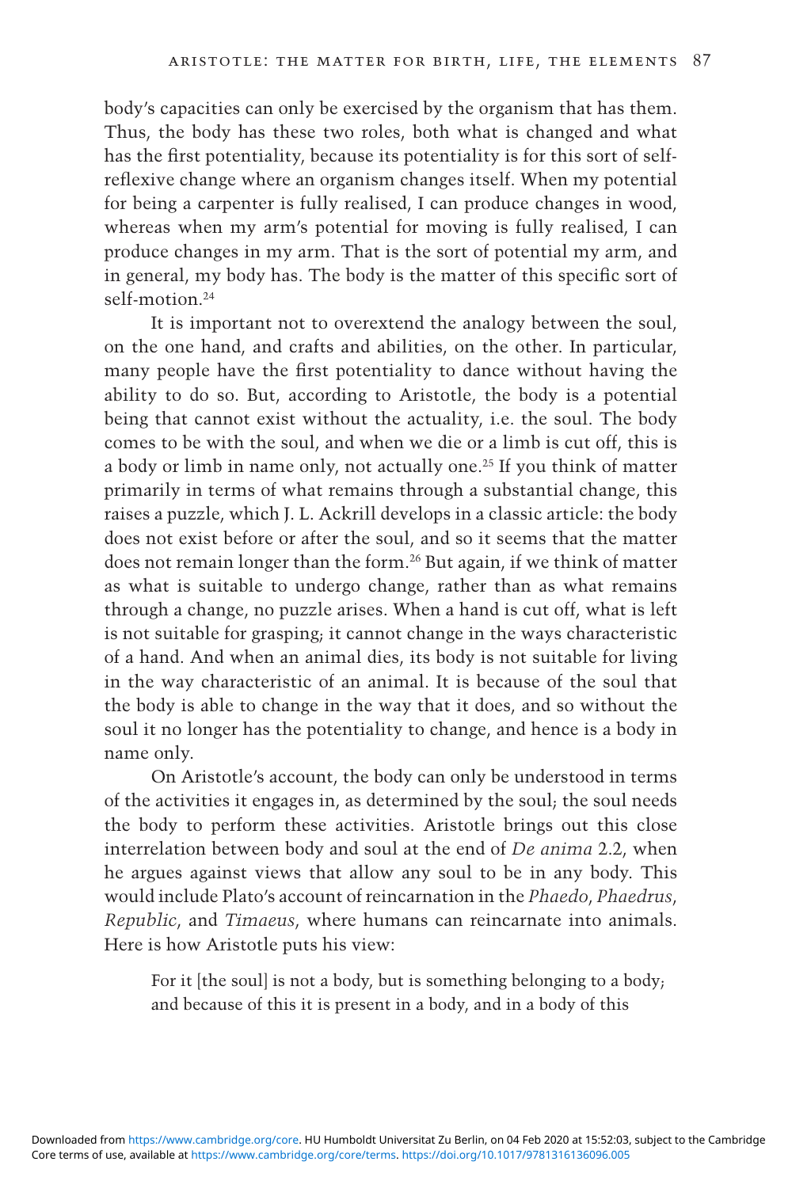body's capacities can only be exercised by the organism that has them. Thus, the body has these two roles, both what is changed and what has the first potentiality, because its potentiality is for this sort of self-reflexive change where an organism changes itself. When my potential for being a carpenter is fully realised, I can produce changes in wood, whereas when my arm's potential for moving is fully realised, I can produce changes in my arm. That is the sort of potential my arm, and in general, my body has. The body is the matter of this specific sort of self-motion.[24]

It is important not to overextend the analogy between the soul, on the one hand, and crafts and abilities, on the other. In particular, many people have the first potentiality to dance without having the ability to do so. But, according to Aristotle, the body is a potential being that cannot exist without the actuality, i.e. the soul. The body comes to be with the soul, and when we die or a limb is cut off, this is a body or limb in name only, not actually one.[25] If you think of matter primarily in terms of what remains through a substantial change, this raises a puzzle, which J. L. Ackrill develops in a classic article: the body does not exist before or after the soul, and so it seems that the matter does not remain longer than the form.[26] But again, if we think of matter as what is suitable to undergo change, rather than as what remains through a change, no puzzle arises. When a hand is cut off, what is left is not suitable for grasping; it cannot change in the ways characteristic of a hand. And when an animal dies, its body is not suitable for living in the way characteristic of an animal. It is because of the soul that the body is able to change in the way that it does, and so without the soul it no longer has the potentiality to change, and hence is a body in name only.

On Aristotle's account, the body can only be understood in terms of the activities it engages in, as determined by the soul; the soul needs the body to perform these activities. Aristotle brings out this close interrelation between body and soul at the end of *De anima* 2.2, when he argues against views that allow any soul to be in any body. This would include Plato's account of reincarnation in the *Phaedo*, *Phaedrus*, *Republic*, and *Timaeus*, where humans can reincarnate into animals. Here is how Aristotle puts his view:

> For it [the soul] is not a body, but is something belonging to a body; and because of this it is present in a body, and in a body of this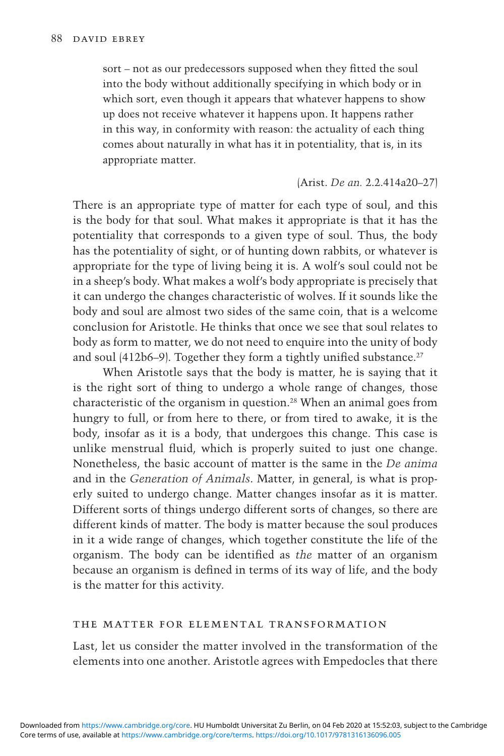> sort – not as our predecessors supposed when they fitted the soul into the body without additionally specifying in which body or in which sort, even though it appears that whatever happens to show up does not receive whatever it happens upon. It happens rather in this way, in conformity with reason: the actuality of each thing comes about naturally in what has it in potentiality, that is, in its appropriate matter.
>
> (Arist. *De an.* 2.2.414a20–27)

There is an appropriate type of matter for each type of soul, and this is the body for that soul. What makes it appropriate is that it has the potentiality that corresponds to a given type of soul. Thus, the body has the potentiality of sight, or of hunting down rabbits, or whatever is appropriate for the type of living being it is. A wolf's soul could not be in a sheep's body. What makes a wolf's body appropriate is precisely that it can undergo the changes characteristic of wolves. If it sounds like the body and soul are almost two sides of the same coin, that is a welcome conclusion for Aristotle. He thinks that once we see that soul relates to body as form to matter, we do not need to enquire into the unity of body and soul (412b6–9). Together they form a tightly unified substance.[27]

When Aristotle says that the body is matter, he is saying that it is the right sort of thing to undergo a whole range of changes, those characteristic of the organism in question.[28] When an animal goes from hungry to full, or from here to there, or from tired to awake, it is the body, insofar as it is a body, that undergoes this change. This case is unlike menstrual fluid, which is properly suited to just one change. Nonetheless, the basic account of matter is the same in the *De anima* and in the *Generation of Animals*. Matter, in general, is what is properly suited to undergo change. Matter changes insofar as it is matter. Different sorts of things undergo different sorts of changes, so there are different kinds of matter. The body is matter because the soul produces in it a wide range of changes, which together constitute the life of the organism. The body can be identified as *the* matter of an organism because an organism is defined in terms of its way of life, and the body is the matter for this activity.

## THE MATTER FOR ELEMENTAL TRANSFORMATION

Last, let us consider the matter involved in the transformation of the elements into one another. Aristotle agrees with Empedocles that there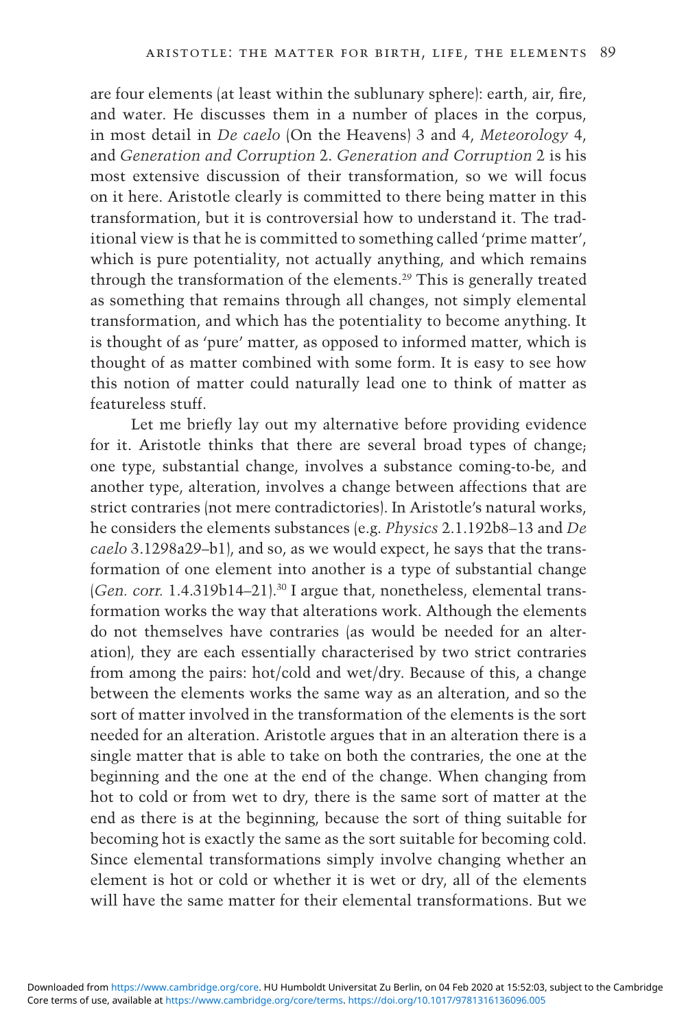are four elements (at least within the sublunary sphere): earth, air, fire, and water. He discusses them in a number of places in the corpus, in most detail in *De caelo* (On the Heavens) 3 and 4, *Meteorology* 4, and *Generation and Corruption* 2. *Generation and Corruption* 2 is his most extensive discussion of their transformation, so we will focus on it here. Aristotle clearly is committed to there being matter in this transformation, but it is controversial how to understand it. The traditional view is that he is committed to something called 'prime matter', which is pure potentiality, not actually anything, and which remains through the transformation of the elements.[29] This is generally treated as something that remains through all changes, not simply elemental transformation, and which has the potentiality to become anything. It is thought of as 'pure' matter, as opposed to informed matter, which is thought of as matter combined with some form. It is easy to see how this notion of matter could naturally lead one to think of matter as featureless stuff.

Let me briefly lay out my alternative before providing evidence for it. Aristotle thinks that there are several broad types of change; one type, substantial change, involves a substance coming-to-be, and another type, alteration, involves a change between affections that are strict contraries (not mere contradictories). In Aristotle's natural works, he considers the elements substances (e.g. *Physics* 2.1.192b8–13 and *De caelo* 3.1298a29–b1), and so, as we would expect, he says that the transformation of one element into another is a type of substantial change (*Gen. corr.* 1.4.319b14–21).[30] I argue that, nonetheless, elemental transformation works the way that alterations work. Although the elements do not themselves have contraries (as would be needed for an alteration), they are each essentially characterised by two strict contraries from among the pairs: hot/cold and wet/dry. Because of this, a change between the elements works the same way as an alteration, and so the sort of matter involved in the transformation of the elements is the sort needed for an alteration. Aristotle argues that in an alteration there is a single matter that is able to take on both the contraries, the one at the beginning and the one at the end of the change. When changing from hot to cold or from wet to dry, there is the same sort of matter at the end as there is at the beginning, because the sort of thing suitable for becoming hot is exactly the same as the sort suitable for becoming cold. Since elemental transformations simply involve changing whether an element is hot or cold or whether it is wet or dry, all of the elements will have the same matter for their elemental transformations. But we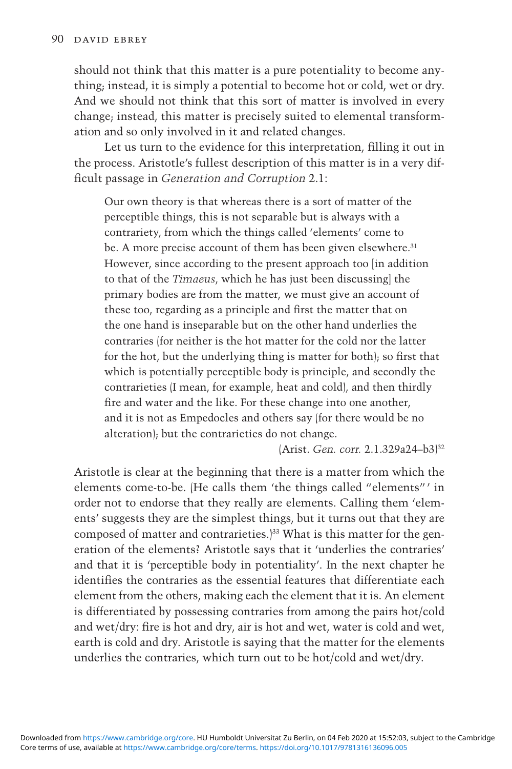should not think that this matter is a pure potentiality to become anything; instead, it is simply a potential to become hot or cold, wet or dry. And we should not think that this sort of matter is involved in every change; instead, this matter is precisely suited to elemental transformation and so only involved in it and related changes.

Let us turn to the evidence for this interpretation, filling it out in the process. Aristotle's fullest description of this matter is in a very difficult passage in *Generation and Corruption* 2.1:

> Our own theory is that whereas there is a sort of matter of the perceptible things, this is not separable but is always with a contrariety, from which the things called 'elements' come to be. A more precise account of them has been given elsewhere.[31] However, since according to the present approach too [in addition to that of the *Timaeus*, which he has just been discussing] the primary bodies are from the matter, we must give an account of these too, regarding as a principle and first the matter that on the one hand is inseparable but on the other hand underlies the contraries (for neither is the hot matter for the cold nor the latter for the hot, but the underlying thing is matter for both); so first that which is potentially perceptible body is principle, and secondly the contrarieties (I mean, for example, heat and cold), and then thirdly fire and water and the like. For these change into one another, and it is not as Empedocles and others say (for there would be no alteration); but the contrarieties do not change.
>
> (Arist. *Gen. corr.* 2.1.329a24–b3)[32]

Aristotle is clear at the beginning that there is a matter from which the elements come-to-be. (He calls them 'the things called "elements"' in order not to endorse that they really are elements. Calling them 'elements' suggests they are the simplest things, but it turns out that they are composed of matter and contrarieties.)[33] What is this matter for the generation of the elements? Aristotle says that it 'underlies the contraries' and that it is 'perceptible body in potentiality'. In the next chapter he identifies the contraries as the essential features that differentiate each element from the others, making each the element that it is. An element is differentiated by possessing contraries from among the pairs hot/cold and wet/dry: fire is hot and dry, air is hot and wet, water is cold and wet, earth is cold and dry. Aristotle is saying that the matter for the elements underlies the contraries, which turn out to be hot/cold and wet/dry.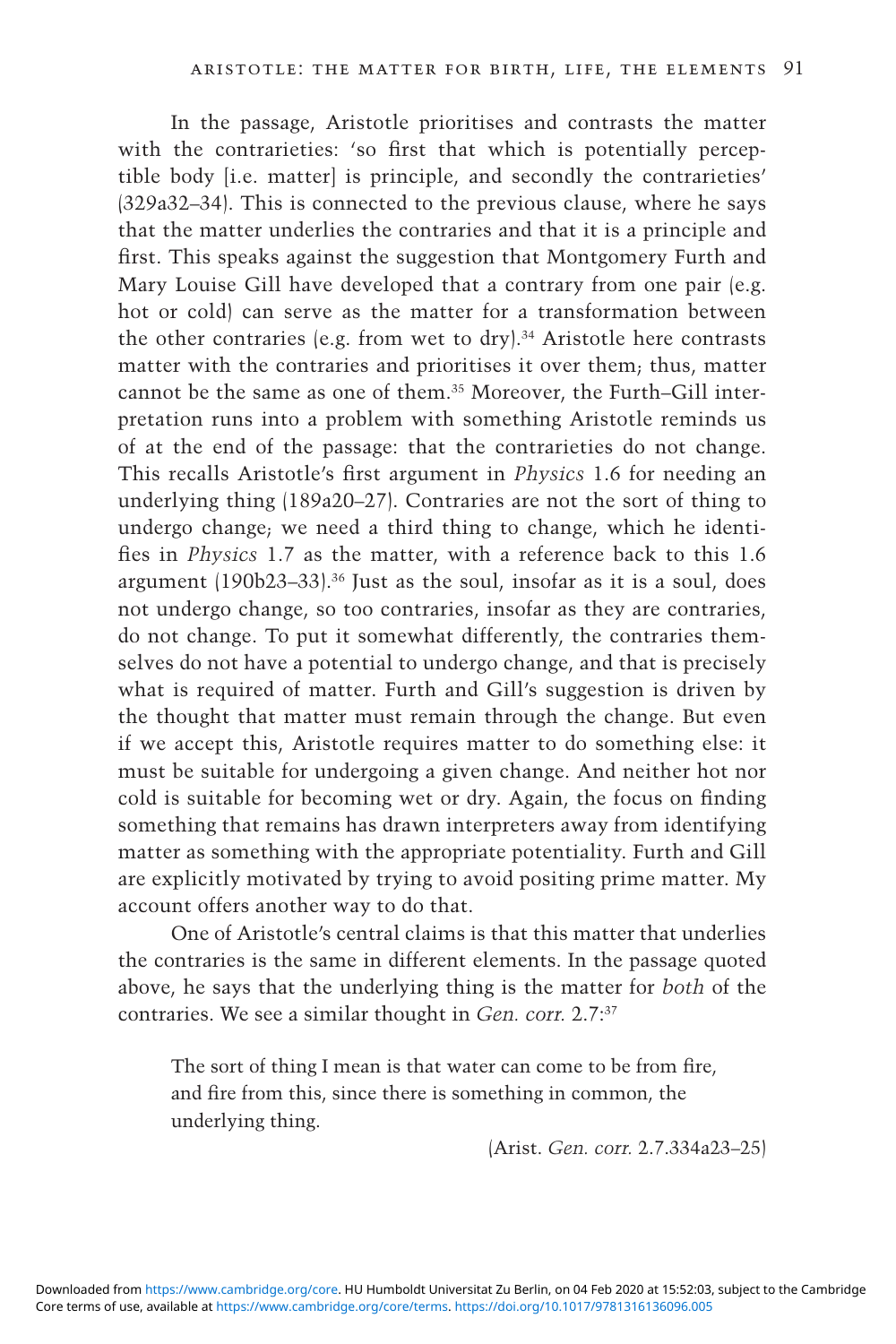In the passage, Aristotle prioritises and contrasts the matter with the contrarieties: 'so first that which is potentially perceptible body [i.e. matter] is principle, and secondly the contrarieties' (329a32–34). This is connected to the previous clause, where he says that the matter underlies the contraries and that it is a principle and first. This speaks against the suggestion that Montgomery Furth and Mary Louise Gill have developed that a contrary from one pair (e.g. hot or cold) can serve as the matter for a transformation between the other contraries (e.g. from wet to dry).[34] Aristotle here contrasts matter with the contraries and prioritises it over them; thus, matter cannot be the same as one of them.[35] Moreover, the Furth–Gill interpretation runs into a problem with something Aristotle reminds us of at the end of the passage: that the contrarieties do not change. This recalls Aristotle's first argument in *Physics* 1.6 for needing an underlying thing (189a20–27). Contraries are not the sort of thing to undergo change; we need a third thing to change, which he identifies in *Physics* 1.7 as the matter, with a reference back to this 1.6 argument (190b23–33).[36] Just as the soul, insofar as it is a soul, does not undergo change, so too contraries, insofar as they are contraries, do not change. To put it somewhat differently, the contraries themselves do not have a potential to undergo change, and that is precisely what is required of matter. Furth and Gill's suggestion is driven by the thought that matter must remain through the change. But even if we accept this, Aristotle requires matter to do something else: it must be suitable for undergoing a given change. And neither hot nor cold is suitable for becoming wet or dry. Again, the focus on finding something that remains has drawn interpreters away from identifying matter as something with the appropriate potentiality. Furth and Gill are explicitly motivated by trying to avoid positing prime matter. My account offers another way to do that.

One of Aristotle's central claims is that this matter that underlies the contraries is the same in different elements. In the passage quoted above, he says that the underlying thing is the matter for *both* of the contraries. We see a similar thought in *Gen. corr.* 2.7:[37]

> The sort of thing I mean is that water can come to be from fire, and fire from this, since there is something in common, the underlying thing.
>
> (Arist. *Gen. corr.* 2.7.334a23–25)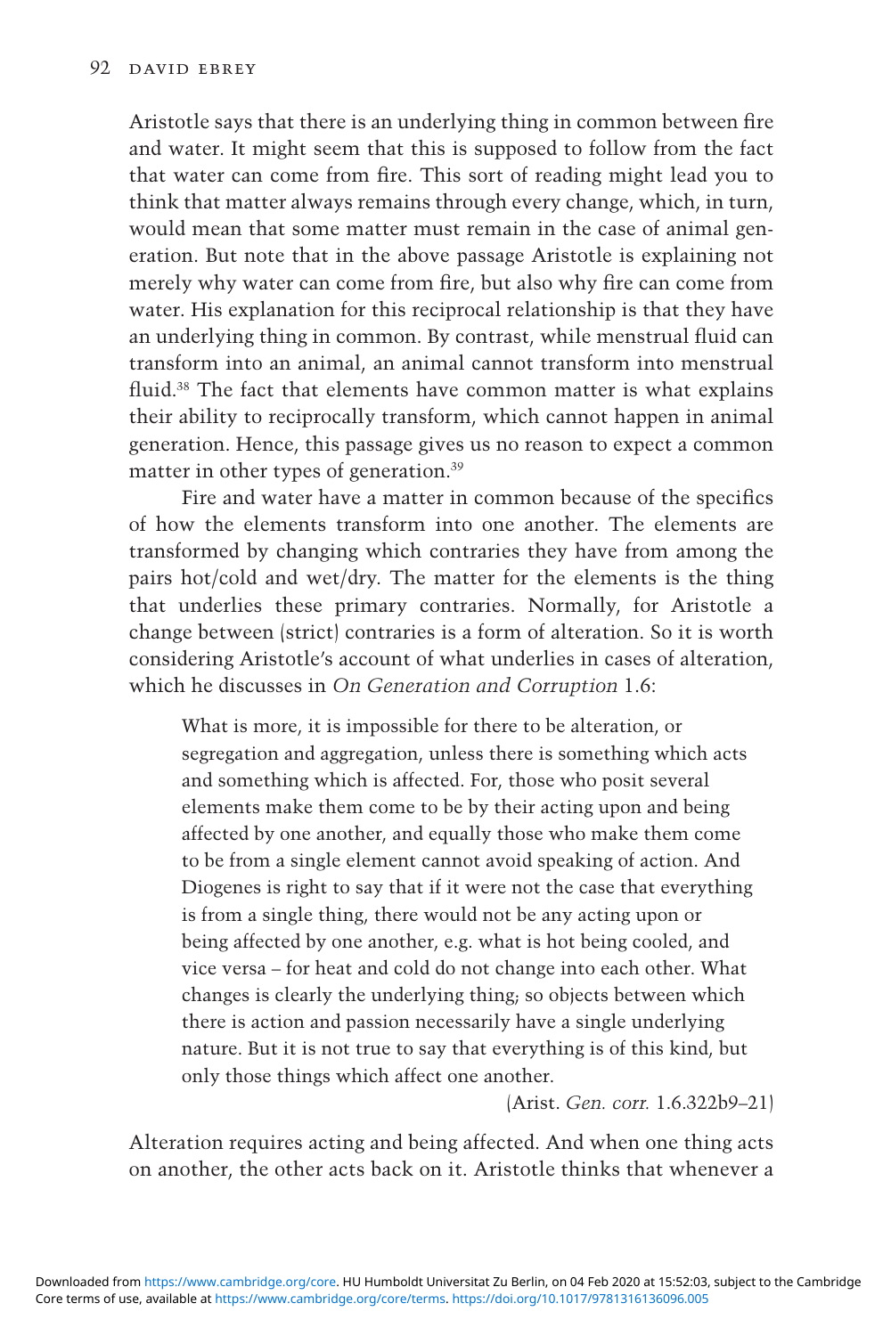Aristotle says that there is an underlying thing in common between fire and water. It might seem that this is supposed to follow from the fact that water can come from fire. This sort of reading might lead you to think that matter always remains through every change, which, in turn, would mean that some matter must remain in the case of animal generation. But note that in the above passage Aristotle is explaining not merely why water can come from fire, but also why fire can come from water. His explanation for this reciprocal relationship is that they have an underlying thing in common. By contrast, while menstrual fluid can transform into an animal, an animal cannot transform into menstrual fluid.[38] The fact that elements have common matter is what explains their ability to reciprocally transform, which cannot happen in animal generation. Hence, this passage gives us no reason to expect a common matter in other types of generation.[39]

Fire and water have a matter in common because of the specifics of how the elements transform into one another. The elements are transformed by changing which contraries they have from among the pairs hot/cold and wet/dry. The matter for the elements is the thing that underlies these primary contraries. Normally, for Aristotle a change between (strict) contraries is a form of alteration. So it is worth considering Aristotle's account of what underlies in cases of alteration, which he discusses in *On Generation and Corruption* 1.6:

> What is more, it is impossible for there to be alteration, or segregation and aggregation, unless there is something which acts and something which is affected. For, those who posit several elements make them come to be by their acting upon and being affected by one another, and equally those who make them come to be from a single element cannot avoid speaking of action. And Diogenes is right to say that if it were not the case that everything is from a single thing, there would not be any acting upon or being affected by one another, e.g. what is hot being cooled, and vice versa – for heat and cold do not change into each other. What changes is clearly the underlying thing; so objects between which there is action and passion necessarily have a single underlying nature. But it is not true to say that everything is of this kind, but only those things which affect one another.
>
> (Arist. *Gen. corr.* 1.6.322b9–21)

Alteration requires acting and being affected. And when one thing acts on another, the other acts back on it. Aristotle thinks that whenever a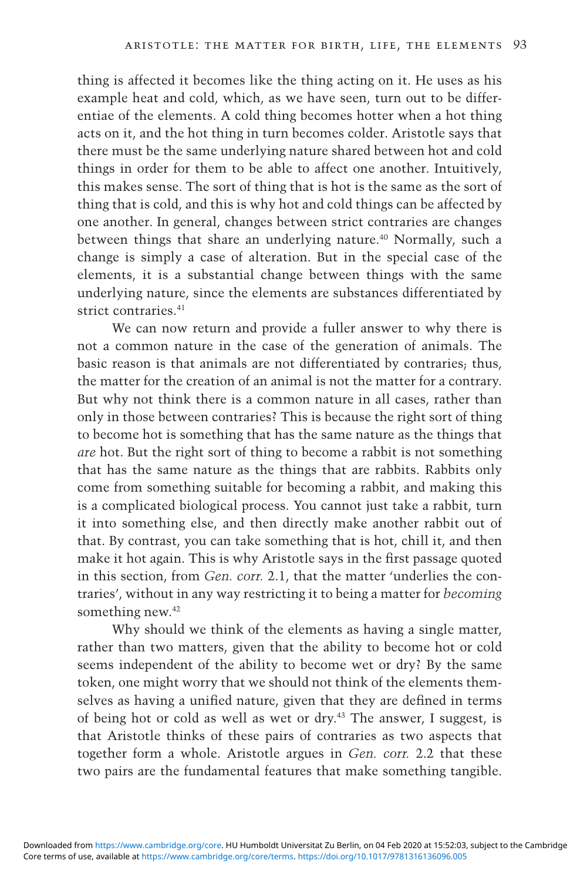thing is affected it becomes like the thing acting on it. He uses as his example heat and cold, which, as we have seen, turn out to be differentiae of the elements. A cold thing becomes hotter when a hot thing acts on it, and the hot thing in turn becomes colder. Aristotle says that there must be the same underlying nature shared between hot and cold things in order for them to be able to affect one another. Intuitively, this makes sense. The sort of thing that is hot is the same as the sort of thing that is cold, and this is why hot and cold things can be affected by one another. In general, changes between strict contraries are changes between things that share an underlying nature.[40] Normally, such a change is simply a case of alteration. But in the special case of the elements, it is a substantial change between things with the same underlying nature, since the elements are substances differentiated by strict contraries.[41]

We can now return and provide a fuller answer to why there is not a common nature in the case of the generation of animals. The basic reason is that animals are not differentiated by contraries; thus, the matter for the creation of an animal is not the matter for a contrary. But why not think there is a common nature in all cases, rather than only in those between contraries? This is because the right sort of thing to become hot is something that has the same nature as the things that *are* hot. But the right sort of thing to become a rabbit is not something that has the same nature as the things that are rabbits. Rabbits only come from something suitable for becoming a rabbit, and making this is a complicated biological process. You cannot just take a rabbit, turn it into something else, and then directly make another rabbit out of that. By contrast, you can take something that is hot, chill it, and then make it hot again. This is why Aristotle says in the first passage quoted in this section, from *Gen. corr.* 2.1, that the matter 'underlies the contraries', without in any way restricting it to being a matter for *becoming* something new.[42]

Why should we think of the elements as having a single matter, rather than two matters, given that the ability to become hot or cold seems independent of the ability to become wet or dry? By the same token, one might worry that we should not think of the elements themselves as having a unified nature, given that they are defined in terms of being hot or cold as well as wet or dry.[43] The answer, I suggest, is that Aristotle thinks of these pairs of contraries as two aspects that together form a whole. Aristotle argues in *Gen. corr.* 2.2 that these two pairs are the fundamental features that make something tangible.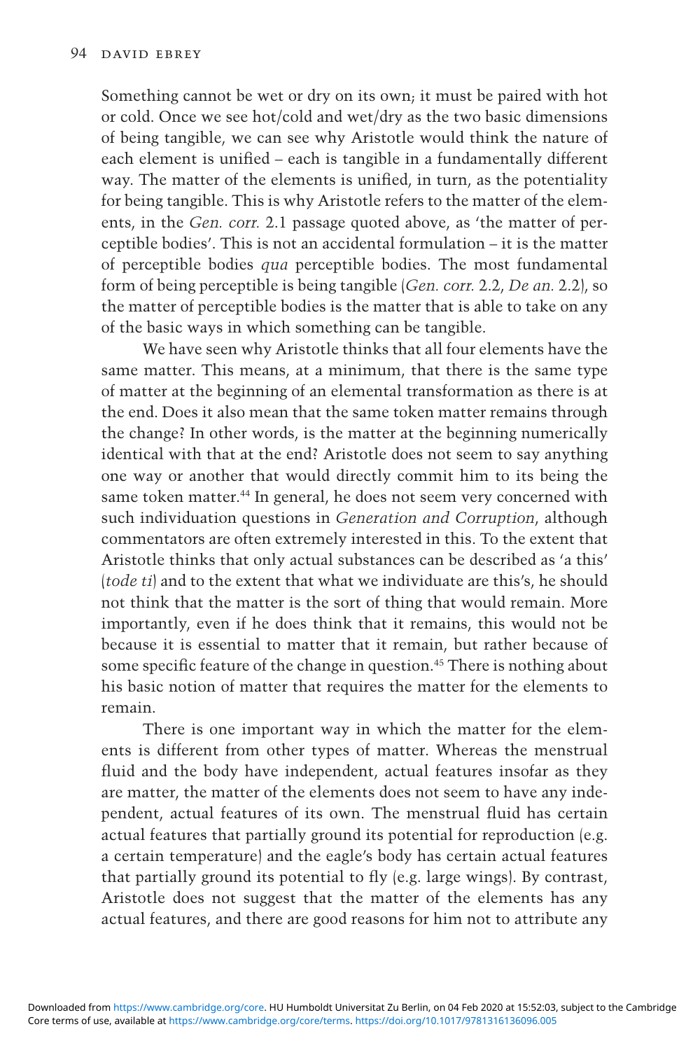Something cannot be wet or dry on its own; it must be paired with hot or cold. Once we see hot/cold and wet/dry as the two basic dimensions of being tangible, we can see why Aristotle would think the nature of each element is unified – each is tangible in a fundamentally different way. The matter of the elements is unified, in turn, as the potentiality for being tangible. This is why Aristotle refers to the matter of the elements, in the *Gen. corr.* 2.1 passage quoted above, as 'the matter of perceptible bodies'. This is not an accidental formulation – it is the matter of perceptible bodies *qua* perceptible bodies. The most fundamental form of being perceptible is being tangible (*Gen. corr.* 2.2, *De an.* 2.2), so the matter of perceptible bodies is the matter that is able to take on any of the basic ways in which something can be tangible.

We have seen why Aristotle thinks that all four elements have the same matter. This means, at a minimum, that there is the same type of matter at the beginning of an elemental transformation as there is at the end. Does it also mean that the same token matter remains through the change? In other words, is the matter at the beginning numerically identical with that at the end? Aristotle does not seem to say anything one way or another that would directly commit him to its being the same token matter.[44] In general, he does not seem very concerned with such individuation questions in *Generation and Corruption*, although commentators are often extremely interested in this. To the extent that Aristotle thinks that only actual substances can be described as 'a this' (*tode ti*) and to the extent that what we individuate are this's, he should not think that the matter is the sort of thing that would remain. More importantly, even if he does think that it remains, this would not be because it is essential to matter that it remain, but rather because of some specific feature of the change in question.[45] There is nothing about his basic notion of matter that requires the matter for the elements to remain.

There is one important way in which the matter for the elements is different from other types of matter. Whereas the menstrual fluid and the body have independent, actual features insofar as they are matter, the matter of the elements does not seem to have any independent, actual features of its own. The menstrual fluid has certain actual features that partially ground its potential for reproduction (e.g. a certain temperature) and the eagle's body has certain actual features that partially ground its potential to fly (e.g. large wings). By contrast, Aristotle does not suggest that the matter of the elements has any actual features, and there are good reasons for him not to attribute any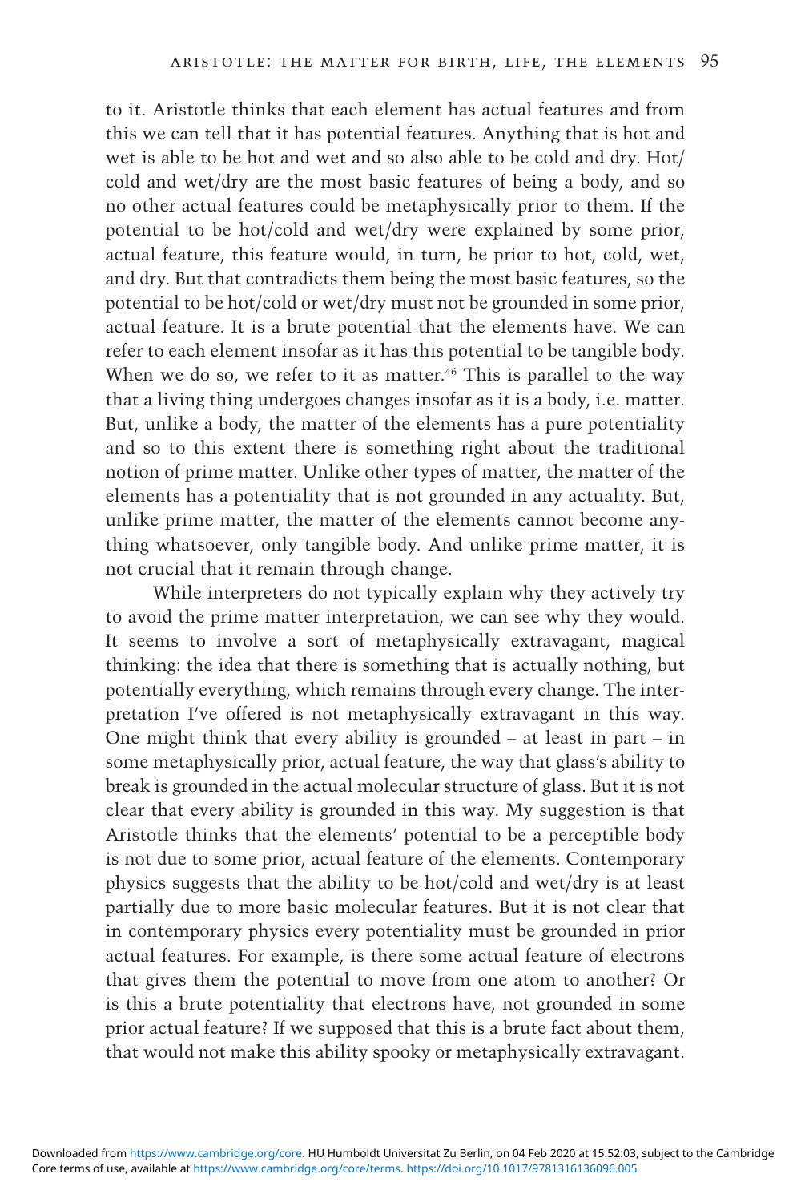to it. Aristotle thinks that each element has actual features and from this we can tell that it has potential features. Anything that is hot and wet is able to be hot and wet and so also able to be cold and dry. Hot/cold and wet/dry are the most basic features of being a body, and so no other actual features could be metaphysically prior to them. If the potential to be hot/cold and wet/dry were explained by some prior, actual feature, this feature would, in turn, be prior to hot, cold, wet, and dry. But that contradicts them being the most basic features, so the potential to be hot/cold or wet/dry must not be grounded in some prior, actual feature. It is a brute potential that the elements have. We can refer to each element insofar as it has this potential to be tangible body. When we do so, we refer to it as matter.[46] This is parallel to the way that a living thing undergoes changes insofar as it is a body, i.e. matter. But, unlike a body, the matter of the elements has a pure potentiality and so to this extent there is something right about the traditional notion of prime matter. Unlike other types of matter, the matter of the elements has a potentiality that is not grounded in any actuality. But, unlike prime matter, the matter of the elements cannot become anything whatsoever, only tangible body. And unlike prime matter, it is not crucial that it remain through change.

While interpreters do not typically explain why they actively try to avoid the prime matter interpretation, we can see why they would. It seems to involve a sort of metaphysically extravagant, magical thinking: the idea that there is something that is actually nothing, but potentially everything, which remains through every change. The interpretation I've offered is not metaphysically extravagant in this way. One might think that every ability is grounded – at least in part – in some metaphysically prior, actual feature, the way that glass's ability to break is grounded in the actual molecular structure of glass. But it is not clear that every ability is grounded in this way. My suggestion is that Aristotle thinks that the elements' potential to be a perceptible body is not due to some prior, actual feature of the elements. Contemporary physics suggests that the ability to be hot/cold and wet/dry is at least partially due to more basic molecular features. But it is not clear that in contemporary physics every potentiality must be grounded in prior actual features. For example, is there some actual feature of electrons that gives them the potential to move from one atom to another? Or is this a brute potentiality that electrons have, not grounded in some prior actual feature? If we supposed that this is a brute fact about them, that would not make this ability spooky or metaphysically extravagant.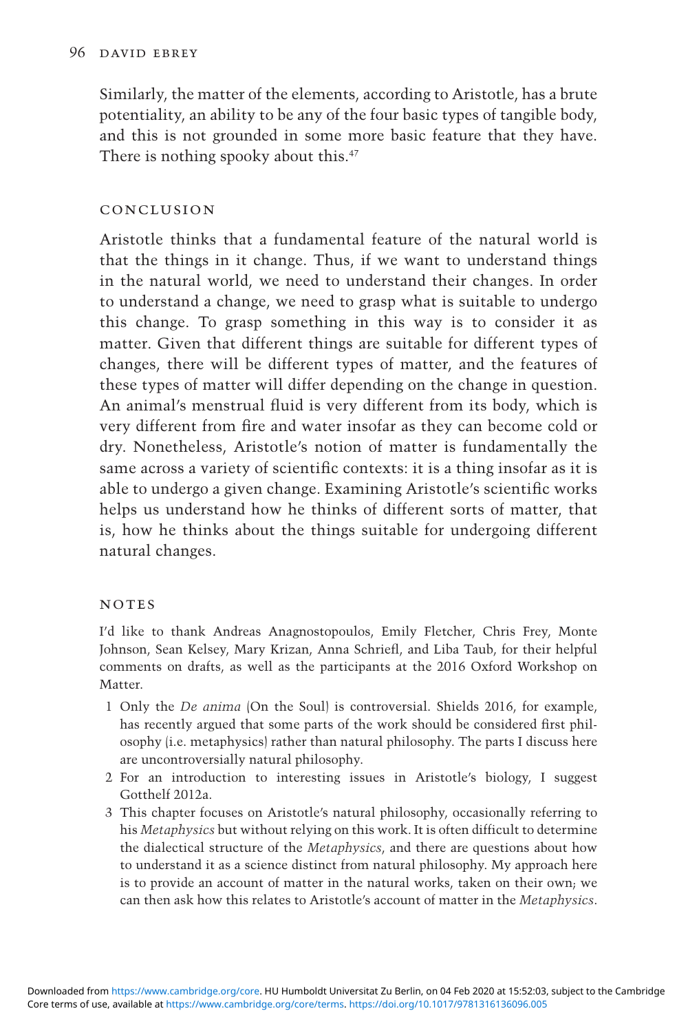Similarly, the matter of the elements, according to Aristotle, has a brute potentiality, an ability to be any of the four basic types of tangible body, and this is not grounded in some more basic feature that they have. There is nothing spooky about this.[47]

## CONCLUSION

Aristotle thinks that a fundamental feature of the natural world is that the things in it change. Thus, if we want to understand things in the natural world, we need to understand their changes. In order to understand a change, we need to grasp what is suitable to undergo this change. To grasp something in this way is to consider it as matter. Given that different things are suitable for different types of changes, there will be different types of matter, and the features of these types of matter will differ depending on the change in question. An animal's menstrual fluid is very different from its body, which is very different from fire and water insofar as they can become cold or dry. Nonetheless, Aristotle's notion of matter is fundamentally the same across a variety of scientific contexts: it is a thing insofar as it is able to undergo a given change. Examining Aristotle's scientific works helps us understand how he thinks of different sorts of matter, that is, how he thinks about the things suitable for undergoing different natural changes.

## NOTES

I'd like to thank Andreas Anagnostopoulos, Emily Fletcher, Chris Frey, Monte Johnson, Sean Kelsey, Mary Krizan, Anna Schriefl, and Liba Taub, for their helpful comments on drafts, as well as the participants at the 2016 Oxford Workshop on Matter.

1 Only the *De anima* (On the Soul) is controversial. Shields 2016, for example, has recently argued that some parts of the work should be considered first philosophy (i.e. metaphysics) rather than natural philosophy. The parts I discuss here are uncontroversially natural philosophy.

2 For an introduction to interesting issues in Aristotle's biology, I suggest Gotthelf 2012a.

3 This chapter focuses on Aristotle's natural philosophy, occasionally referring to his *Metaphysics* but without relying on this work. It is often difficult to determine the dialectical structure of the *Metaphysics*, and there are questions about how to understand it as a science distinct from natural philosophy. My approach here is to provide an account of matter in the natural works, taken on their own; we can then ask how this relates to Aristotle's account of matter in the *Metaphysics*.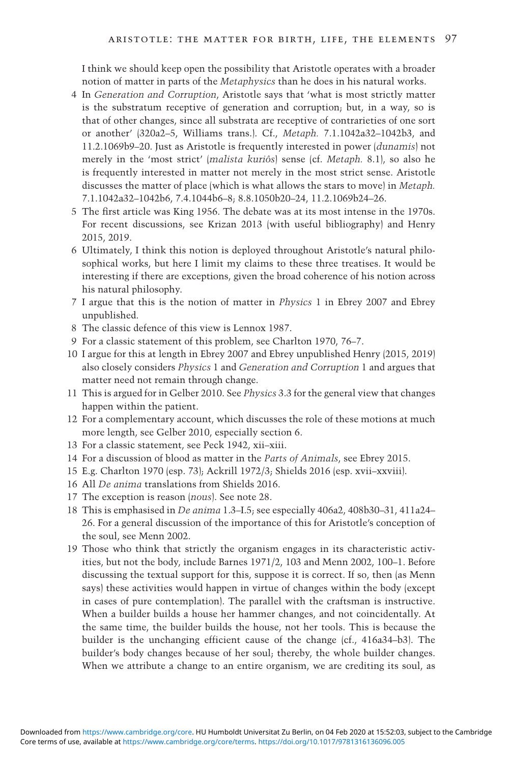I think we should keep open the possibility that Aristotle operates with a broader notion of matter in parts of the *Metaphysics* than he does in his natural works.

4 In *Generation and Corruption*, Aristotle says that 'what is most strictly matter is the substratum receptive of generation and corruption; but, in a way, so is that of other changes, since all substrata are receptive of contrarieties of one sort or another' (320a2–5, Williams trans.). Cf., *Metaph.* 7.1.1042a32–1042b3, and 11.2.1069b9–20. Just as Aristotle is frequently interested in power (*dunamis*) not merely in the 'most strict' (*malista kuriôs*) sense (cf. *Metaph.* 8.1), so also he is frequently interested in matter not merely in the most strict sense. Aristotle discusses the matter of place (which is what allows the stars to move) in *Metaph.* 7.1.1042a32–1042b6, 7.4.1044b6–8; 8.8.1050b20–24, 11.2.1069b24–26.

5 The first article was King 1956. The debate was at its most intense in the 1970s. For recent discussions, see Krizan 2013 (with useful bibliography) and Henry 2015, 2019.

6 Ultimately, I think this notion is deployed throughout Aristotle's natural philosophical works, but here I limit my claims to these three treatises. It would be interesting if there are exceptions, given the broad coherence of his notion across his natural philosophy.

7 I argue that this is the notion of matter in *Physics* 1 in Ebrey 2007 and Ebrey unpublished.

8 The classic defence of this view is Lennox 1987.

9 For a classic statement of this problem, see Charlton 1970, 76–7.

10 I argue for this at length in Ebrey 2007 and Ebrey unpublished Henry (2015, 2019) also closely considers *Physics* 1 and *Generation and Corruption* 1 and argues that matter need not remain through change.

11 This is argued for in Gelber 2010. See *Physics* 3.3 for the general view that changes happen within the patient.

12 For a complementary account, which discusses the role of these motions at much more length, see Gelber 2010, especially section 6.

13 For a classic statement, see Peck 1942, xii–xiii.

14 For a discussion of blood as matter in the *Parts of Animals*, see Ebrey 2015.

15 E.g. Charlton 1970 (esp. 73); Ackrill 1972/3; Shields 2016 (esp. xvii–xxviii).

16 All *De anima* translations from Shields 2016.

17 The exception is reason (*nous*). See note 28.

18 This is emphasised in *De anima* 1.3–I.5; see especially 406a2, 408b30–31, 411a24–26. For a general discussion of the importance of this for Aristotle's conception of the soul, see Menn 2002.

19 Those who think that strictly the organism engages in its characteristic activities, but not the body, include Barnes 1971/2, 103 and Menn 2002, 100–1. Before discussing the textual support for this, suppose it is correct. If so, then (as Menn says) these activities would happen in virtue of changes within the body (except in cases of pure contemplation). The parallel with the craftsman is instructive. When a builder builds a house her hammer changes, and not coincidentally. At the same time, the builder builds the house, not her tools. This is because the builder is the unchanging efficient cause of the change (cf., 416a34–b3). The builder's body changes because of her soul; thereby, the whole builder changes. When we attribute a change to an entire organism, we are crediting its soul, as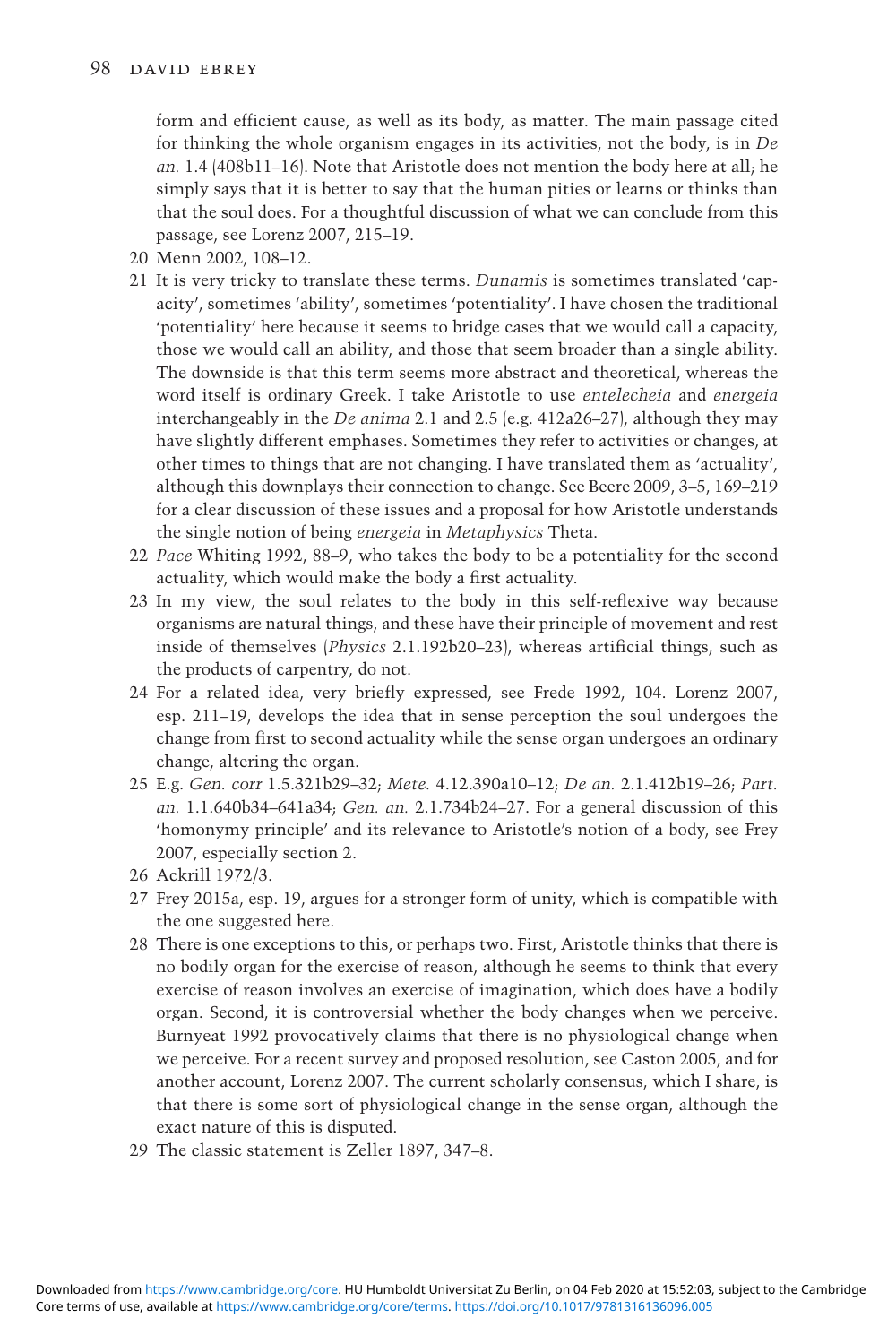form and efficient cause, as well as its body, as matter. The main passage cited for thinking the whole organism engages in its activities, not the body, is in *De an.* 1.4 (408b11–16). Note that Aristotle does not mention the body here at all; he simply says that it is better to say that the human pities or learns or thinks than that the soul does. For a thoughtful discussion of what we can conclude from this passage, see Lorenz 2007, 215–19.

20 Menn 2002, 108–12.

21 It is very tricky to translate these terms. *Dunamis* is sometimes translated 'capacity', sometimes 'ability', sometimes 'potentiality'. I have chosen the traditional 'potentiality' here because it seems to bridge cases that we would call a capacity, those we would call an ability, and those that seem broader than a single ability. The downside is that this term seems more abstract and theoretical, whereas the word itself is ordinary Greek. I take Aristotle to use *entelecheia* and *energeia* interchangeably in the *De anima* 2.1 and 2.5 (e.g. 412a26–27), although they may have slightly different emphases. Sometimes they refer to activities or changes, at other times to things that are not changing. I have translated them as 'actuality', although this downplays their connection to change. See Beere 2009, 3–5, 169–219 for a clear discussion of these issues and a proposal for how Aristotle understands the single notion of being *energeia* in *Metaphysics* Theta.

22 *Pace* Whiting 1992, 88–9, who takes the body to be a potentiality for the second actuality, which would make the body a first actuality.

23 In my view, the soul relates to the body in this self-reflexive way because organisms are natural things, and these have their principle of movement and rest inside of themselves (*Physics* 2.1.192b20–23), whereas artificial things, such as the products of carpentry, do not.

24 For a related idea, very briefly expressed, see Frede 1992, 104. Lorenz 2007, esp. 211–19, develops the idea that in sense perception the soul undergoes the change from first to second actuality while the sense organ undergoes an ordinary change, altering the organ.

25 E.g. *Gen. corr* 1.5.321b29–32; *Mete.* 4.12.390a10–12; *De an.* 2.1.412b19–26; *Part. an.* 1.1.640b34–641a34; *Gen. an.* 2.1.734b24–27. For a general discussion of this 'homonymy principle' and its relevance to Aristotle's notion of a body, see Frey 2007, especially section 2.

26 Ackrill 1972/3.

27 Frey 2015a, esp. 19, argues for a stronger form of unity, which is compatible with the one suggested here.

28 There is one exceptions to this, or perhaps two. First, Aristotle thinks that there is no bodily organ for the exercise of reason, although he seems to think that every exercise of reason involves an exercise of imagination, which does have a bodily organ. Second, it is controversial whether the body changes when we perceive. Burnyeat 1992 provocatively claims that there is no physiological change when we perceive. For a recent survey and proposed resolution, see Caston 2005, and for another account, Lorenz 2007. The current scholarly consensus, which I share, is that there is some sort of physiological change in the sense organ, although the exact nature of this is disputed.

29 The classic statement is Zeller 1897, 347–8.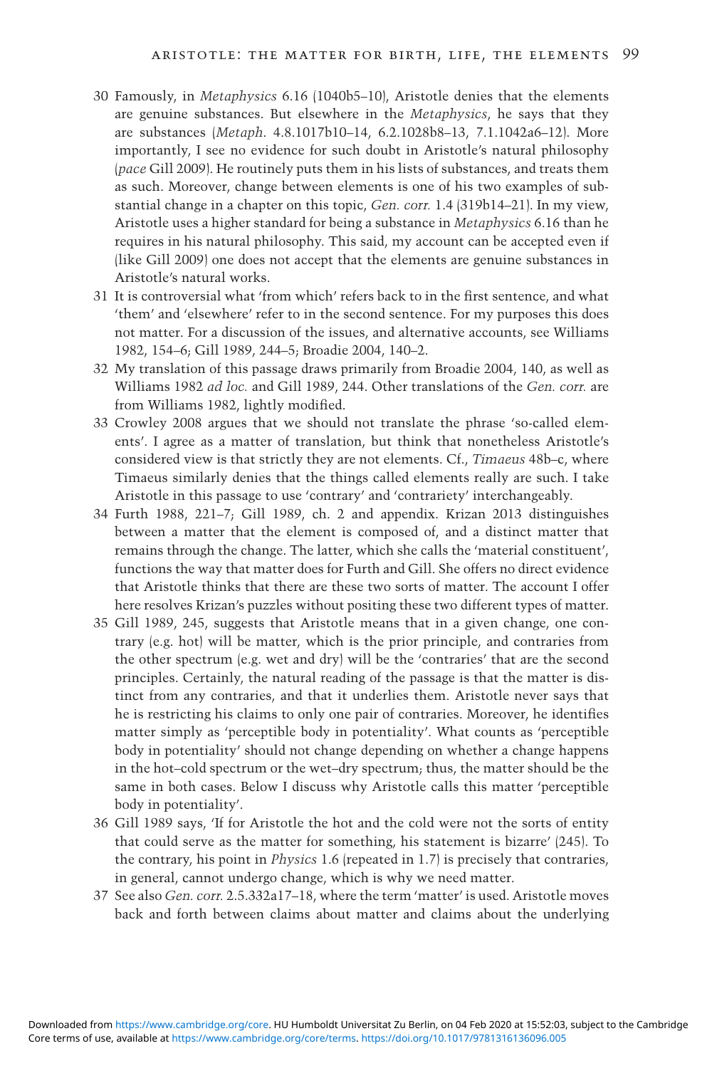30 Famously, in *Metaphysics* 6.16 (1040b5–10), Aristotle denies that the elements are genuine substances. But elsewhere in the *Metaphysics*, he says that they are substances (*Metaph.* 4.8.1017b10–14, 6.2.1028b8–13, 7.1.1042a6–12). More importantly, I see no evidence for such doubt in Aristotle's natural philosophy (*pace* Gill 2009). He routinely puts them in his lists of substances, and treats them as such. Moreover, change between elements is one of his two examples of substantial change in a chapter on this topic, *Gen. corr.* 1.4 (319b14–21). In my view, Aristotle uses a higher standard for being a substance in *Metaphysics* 6.16 than he requires in his natural philosophy. This said, my account can be accepted even if (like Gill 2009) one does not accept that the elements are genuine substances in Aristotle's natural works.

31 It is controversial what 'from which' refers back to in the first sentence, and what 'them' and 'elsewhere' refer to in the second sentence. For my purposes this does not matter. For a discussion of the issues, and alternative accounts, see Williams 1982, 154–6; Gill 1989, 244–5; Broadie 2004, 140–2.

32 My translation of this passage draws primarily from Broadie 2004, 140, as well as Williams 1982 *ad loc.* and Gill 1989, 244. Other translations of the *Gen. corr.* are from Williams 1982, lightly modified.

33 Crowley 2008 argues that we should not translate the phrase 'so-called elements'. I agree as a matter of translation, but think that nonetheless Aristotle's considered view is that strictly they are not elements. Cf., *Timaeus* 48b–c, where Timaeus similarly denies that the things called elements really are such. I take Aristotle in this passage to use 'contrary' and 'contrariety' interchangeably.

34 Furth 1988, 221–7; Gill 1989, ch. 2 and appendix. Krizan 2013 distinguishes between a matter that the element is composed of, and a distinct matter that remains through the change. The latter, which she calls the 'material constituent', functions the way that matter does for Furth and Gill. She offers no direct evidence that Aristotle thinks that there are these two sorts of matter. The account I offer here resolves Krizan's puzzles without positing these two different types of matter.

35 Gill 1989, 245, suggests that Aristotle means that in a given change, one contrary (e.g. hot) will be matter, which is the prior principle, and contraries from the other spectrum (e.g. wet and dry) will be the 'contraries' that are the second principles. Certainly, the natural reading of the passage is that the matter is distinct from any contraries, and that it underlies them. Aristotle never says that he is restricting his claims to only one pair of contraries. Moreover, he identifies matter simply as 'perceptible body in potentiality'. What counts as 'perceptible body in potentiality' should not change depending on whether a change happens in the hot–cold spectrum or the wet–dry spectrum; thus, the matter should be the same in both cases. Below I discuss why Aristotle calls this matter 'perceptible body in potentiality'.

36 Gill 1989 says, 'If for Aristotle the hot and the cold were not the sorts of entity that could serve as the matter for something, his statement is bizarre' (245). To the contrary, his point in *Physics* 1.6 (repeated in 1.7) is precisely that contraries, in general, cannot undergo change, which is why we need matter.

37 See also *Gen. corr.* 2.5.332a17–18, where the term 'matter' is used. Aristotle moves back and forth between claims about matter and claims about the underlying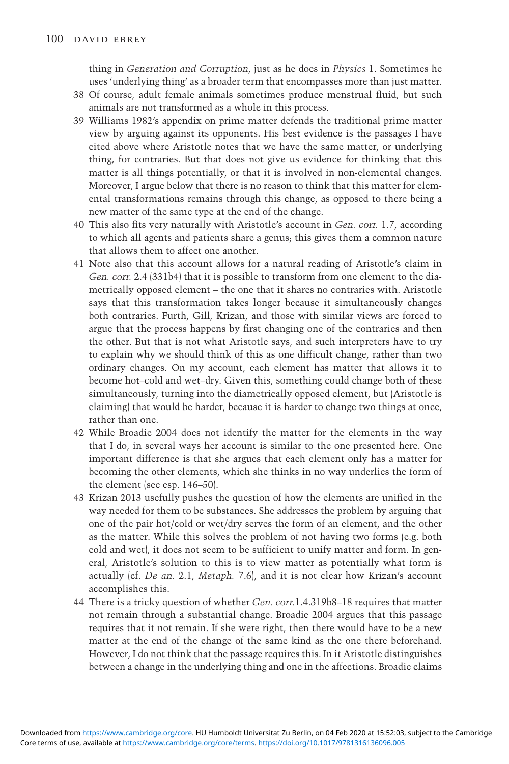thing in *Generation and Corruption*, just as he does in *Physics* 1. Sometimes he uses 'underlying thing' as a broader term that encompasses more than just matter.

38 Of course, adult female animals sometimes produce menstrual fluid, but such animals are not transformed as a whole in this process.

39 Williams 1982's appendix on prime matter defends the traditional prime matter view by arguing against its opponents. His best evidence is the passages I have cited above where Aristotle notes that we have the same matter, or underlying thing, for contraries. But that does not give us evidence for thinking that this matter is all things potentially, or that it is involved in non-elemental changes. Moreover, I argue below that there is no reason to think that this matter for elemental transformations remains through this change, as opposed to there being a new matter of the same type at the end of the change.

40 This also fits very naturally with Aristotle's account in *Gen. corr.* 1.7, according to which all agents and patients share a genus; this gives them a common nature that allows them to affect one another.

41 Note also that this account allows for a natural reading of Aristotle's claim in *Gen. corr.* 2.4 (331b4) that it is possible to transform from one element to the diametrically opposed element – the one that it shares no contraries with. Aristotle says that this transformation takes longer because it simultaneously changes both contraries. Furth, Gill, Krizan, and those with similar views are forced to argue that the process happens by first changing one of the contraries and then the other. But that is not what Aristotle says, and such interpreters have to try to explain why we should think of this as one difficult change, rather than two ordinary changes. On my account, each element has matter that allows it to become hot–cold and wet–dry. Given this, something could change both of these simultaneously, turning into the diametrically opposed element, but (Aristotle is claiming) that would be harder, because it is harder to change two things at once, rather than one.

42 While Broadie 2004 does not identify the matter for the elements in the way that I do, in several ways her account is similar to the one presented here. One important difference is that she argues that each element only has a matter for becoming the other elements, which she thinks in no way underlies the form of the element (see esp. 146–50).

43 Krizan 2013 usefully pushes the question of how the elements are unified in the way needed for them to be substances. She addresses the problem by arguing that one of the pair hot/cold or wet/dry serves the form of an element, and the other as the matter. While this solves the problem of not having two forms (e.g. both cold and wet), it does not seem to be sufficient to unify matter and form. In general, Aristotle's solution to this is to view matter as potentially what form is actually (cf. *De an.* 2.1, *Metaph.* 7.6), and it is not clear how Krizan's account accomplishes this.

44 There is a tricky question of whether *Gen. corr.*1.4.319b8–18 requires that matter not remain through a substantial change. Broadie 2004 argues that this passage requires that it not remain. If she were right, then there would have to be a new matter at the end of the change of the same kind as the one there beforehand. However, I do not think that the passage requires this. In it Aristotle distinguishes between a change in the underlying thing and one in the affections. Broadie claims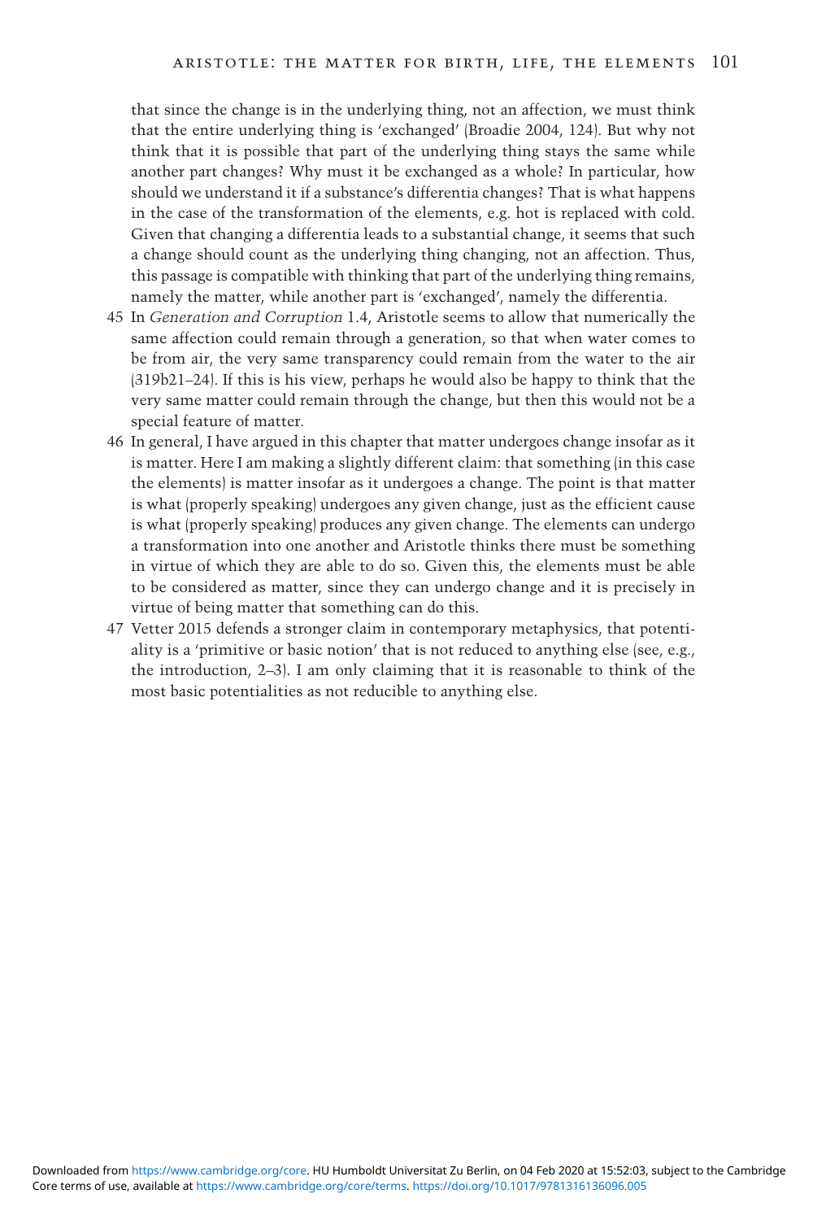that since the change is in the underlying thing, not an affection, we must think that the entire underlying thing is 'exchanged' (Broadie 2004, 124). But why not think that it is possible that part of the underlying thing stays the same while another part changes? Why must it be exchanged as a whole? In particular, how should we understand it if a substance's differentia changes? That is what happens in the case of the transformation of the elements, e.g. hot is replaced with cold. Given that changing a differentia leads to a substantial change, it seems that such a change should count as the underlying thing changing, not an affection. Thus, this passage is compatible with thinking that part of the underlying thing remains, namely the matter, while another part is 'exchanged', namely the differentia.

45 In *Generation and Corruption* 1.4, Aristotle seems to allow that numerically the same affection could remain through a generation, so that when water comes to be from air, the very same transparency could remain from the water to the air (319b21–24). If this is his view, perhaps he would also be happy to think that the very same matter could remain through the change, but then this would not be a special feature of matter.

46 In general, I have argued in this chapter that matter undergoes change insofar as it is matter. Here I am making a slightly different claim: that something (in this case the elements) is matter insofar as it undergoes a change. The point is that matter is what (properly speaking) undergoes any given change, just as the efficient cause is what (properly speaking) produces any given change. The elements can undergo a transformation into one another and Aristotle thinks there must be something in virtue of which they are able to do so. Given this, the elements must be able to be considered as matter, since they can undergo change and it is precisely in virtue of being matter that something can do this.

47 Vetter 2015 defends a stronger claim in contemporary metaphysics, that potentiality is a 'primitive or basic notion' that is not reduced to anything else (see, e.g., the introduction, 2–3). I am only claiming that it is reasonable to think of the most basic potentialities as not reducible to anything else.